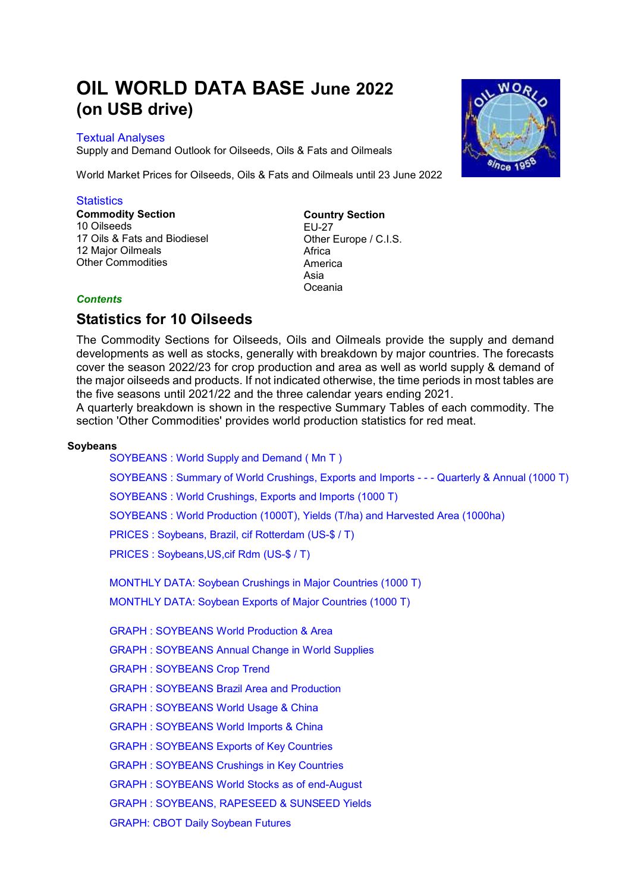# OIL WORLD DATA BASE June 2022 (on USB drive)

Textual Analyses

Supply and Demand Outlook for Oilseeds, Oils & Fats and Oilmeals

World Market Prices for Oilseeds, Oils & Fats and Oilmeals until 23 June 2022

Statistics

**Commodity Section**

10 Oilseeds

17 Oils & Fats and Biodiesel

12 Major Oilmeals

Other Commodities

**Country Section**

EU-27

Other Europe / C.I.S.

Africa

America

Asia

Oceania

***Contents***

## Statistics for 10 Oilseeds

The Commodity Sections for Oilseeds, Oils and Oilmeals provide the supply and demand developments as well as stocks, generally with breakdown by major countries. The forecasts cover the season 2022/23 for crop production and area as well as world supply & demand of the major oilseeds and products. If not indicated otherwise, the time periods in most tables are the five seasons until 2021/22 and the three calendar years ending 2021.

A quarterly breakdown is shown in the respective Summary Tables of each commodity. The section 'Other Commodities' provides world production statistics for red meat.

**Soybeans**

- SOYBEANS : World Supply and Demand ( Mn T )
- SOYBEANS : Summary of World Crushings, Exports and Imports - - - Quarterly & Annual (1000 T)
- SOYBEANS : World Crushings, Exports and Imports (1000 T)
- SOYBEANS : World Production (1000T), Yields (T/ha) and Harvested Area (1000ha)
- PRICES : Soybeans, Brazil, cif Rotterdam (US-$ / T)
- PRICES : Soybeans,US,cif Rdm (US-$ / T)

- MONTHLY DATA: Soybean Crushings in Major Countries (1000 T)
- MONTHLY DATA: Soybean Exports of Major Countries (1000 T)

- GRAPH : SOYBEANS World Production & Area
- GRAPH : SOYBEANS Annual Change in World Supplies
- GRAPH : SOYBEANS Crop Trend
- GRAPH : SOYBEANS Brazil Area and Production
- GRAPH : SOYBEANS World Usage & China
- GRAPH : SOYBEANS World Imports & China
- GRAPH : SOYBEANS Exports of Key Countries
- GRAPH : SOYBEANS Crushings in Key Countries
- GRAPH : SOYBEANS World Stocks as of end-August
- GRAPH : SOYBEANS, RAPESEED & SUNSEED Yields
- GRAPH: CBOT Daily Soybean Futures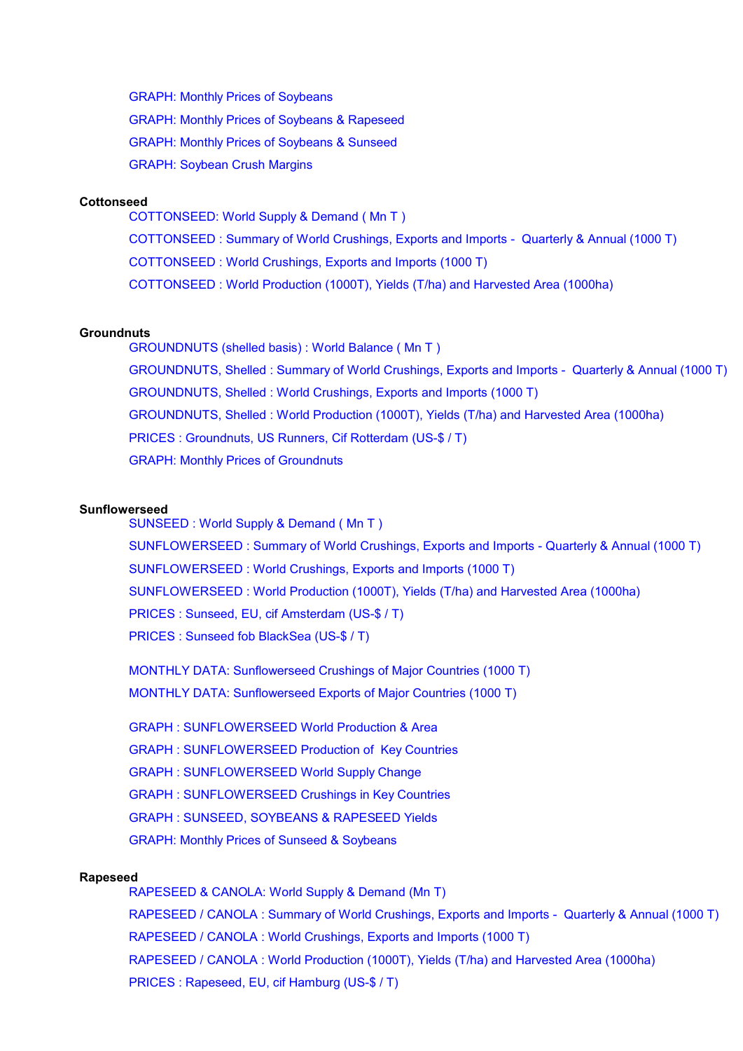GRAPH: Monthly Prices of Soybeans

GRAPH: Monthly Prices of Soybeans & Rapeseed

GRAPH: Monthly Prices of Soybeans & Sunseed

GRAPH: Soybean Crush Margins

**Cottonseed**

COTTONSEED: World Supply & Demand ( Mn T )

COTTONSEED : Summary of World Crushings, Exports and Imports - Quarterly & Annual (1000 T)

COTTONSEED : World Crushings, Exports and Imports (1000 T)

COTTONSEED : World Production (1000T), Yields (T/ha) and Harvested Area (1000ha)

**Groundnuts**

GROUNDNUTS (shelled basis) : World Balance ( Mn T )

GROUNDNUTS, Shelled : Summary of World Crushings, Exports and Imports - Quarterly & Annual (1000 T)

GROUNDNUTS, Shelled : World Crushings, Exports and Imports (1000 T)

GROUNDNUTS, Shelled : World Production (1000T), Yields (T/ha) and Harvested Area (1000ha)

PRICES : Groundnuts, US Runners, Cif Rotterdam (US-$ / T)

GRAPH: Monthly Prices of Groundnuts

**Sunflowerseed**

SUNSEED : World Supply & Demand ( Mn T )

SUNFLOWERSEED : Summary of World Crushings, Exports and Imports - Quarterly & Annual (1000 T)

SUNFLOWERSEED : World Crushings, Exports and Imports (1000 T)

SUNFLOWERSEED : World Production (1000T), Yields (T/ha) and Harvested Area (1000ha)

PRICES : Sunseed, EU, cif Amsterdam (US-$ / T)

PRICES : Sunseed fob BlackSea (US-$ / T)

MONTHLY DATA: Sunflowerseed Crushings of Major Countries (1000 T)

MONTHLY DATA: Sunflowerseed Exports of Major Countries (1000 T)

GRAPH : SUNFLOWERSEED World Production & Area

GRAPH : SUNFLOWERSEED Production of Key Countries

GRAPH : SUNFLOWERSEED World Supply Change

GRAPH : SUNFLOWERSEED Crushings in Key Countries

GRAPH : SUNSEED, SOYBEANS & RAPESEED Yields

GRAPH: Monthly Prices of Sunseed & Soybeans

**Rapeseed**

RAPESEED & CANOLA: World Supply & Demand (Mn T)

RAPESEED / CANOLA : Summary of World Crushings, Exports and Imports - Quarterly & Annual (1000 T)

RAPESEED / CANOLA : World Crushings, Exports and Imports (1000 T)

RAPESEED / CANOLA : World Production (1000T), Yields (T/ha) and Harvested Area (1000ha)

PRICES : Rapeseed, EU, cif Hamburg (US-$ / T)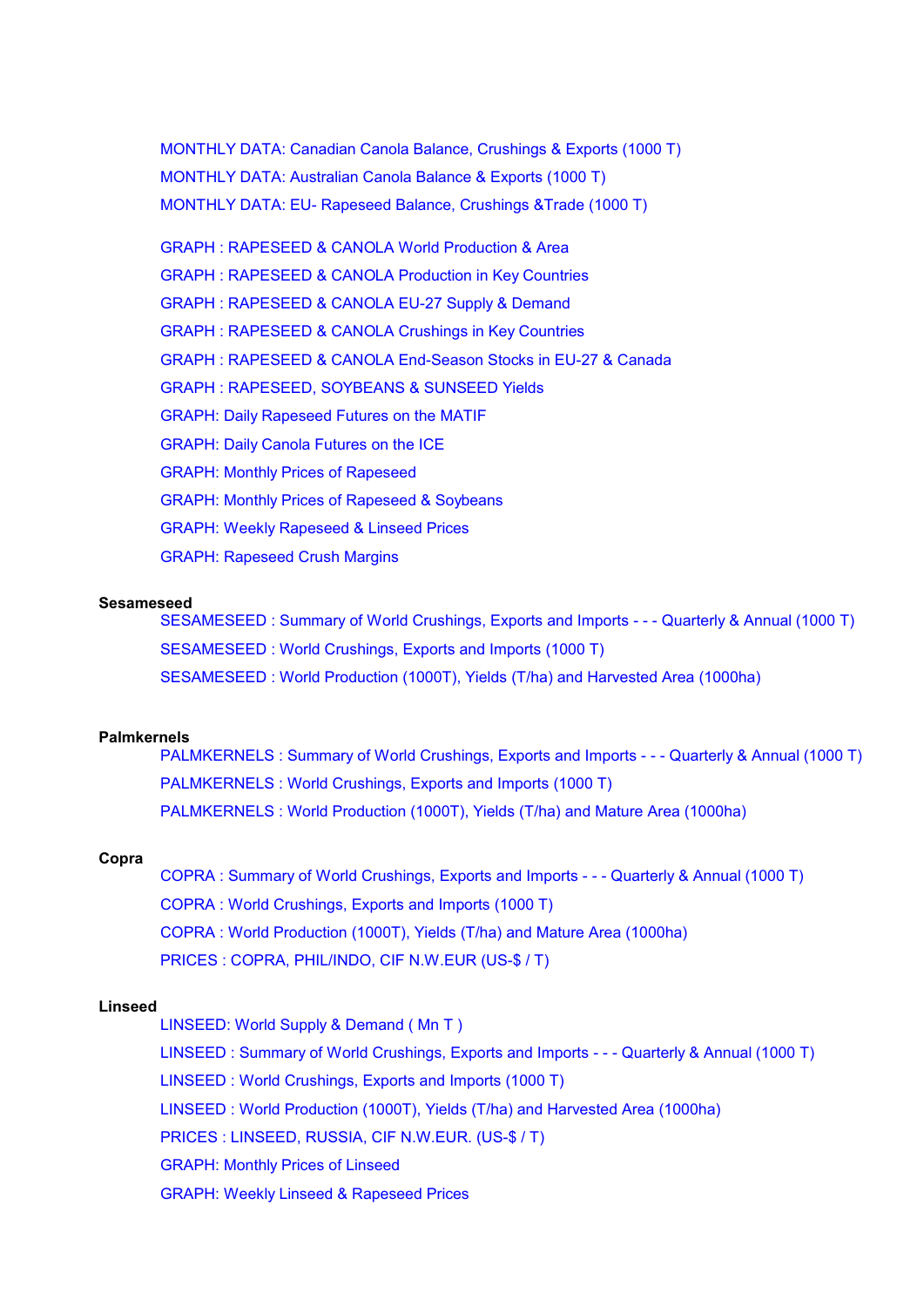MONTHLY DATA: Canadian Canola Balance, Crushings & Exports (1000 T)

MONTHLY DATA: Australian Canola Balance & Exports (1000 T)

MONTHLY DATA: EU- Rapeseed Balance, Crushings &Trade (1000 T)

GRAPH : RAPESEED & CANOLA World Production & Area

GRAPH : RAPESEED & CANOLA Production in Key Countries

GRAPH : RAPESEED & CANOLA EU-27 Supply & Demand

GRAPH : RAPESEED & CANOLA Crushings in Key Countries

GRAPH : RAPESEED & CANOLA End-Season Stocks in EU-27 & Canada

GRAPH : RAPESEED, SOYBEANS & SUNSEED Yields

GRAPH: Daily Rapeseed Futures on the MATIF

GRAPH: Daily Canola Futures on the ICE

GRAPH: Monthly Prices of Rapeseed

GRAPH: Monthly Prices of Rapeseed & Soybeans

GRAPH: Weekly Rapeseed & Linseed Prices

GRAPH: Rapeseed Crush Margins

**Sesameseed**

SESAMESEED : Summary of World Crushings, Exports and Imports - - - Quarterly & Annual (1000 T)

SESAMESEED : World Crushings, Exports and Imports (1000 T)

SESAMESEED : World Production (1000T), Yields (T/ha) and Harvested Area (1000ha)

**Palmkernels**

PALMKERNELS : Summary of World Crushings, Exports and Imports - - - Quarterly & Annual (1000 T)

PALMKERNELS : World Crushings, Exports and Imports (1000 T)

PALMKERNELS : World Production (1000T), Yields (T/ha) and Mature Area (1000ha)

**Copra**

COPRA : Summary of World Crushings, Exports and Imports - - - Quarterly & Annual (1000 T)

COPRA : World Crushings, Exports and Imports (1000 T)

COPRA : World Production (1000T), Yields (T/ha) and Mature Area (1000ha)

PRICES : COPRA, PHIL/INDO, CIF N.W.EUR (US-$ / T)

**Linseed**

LINSEED: World Supply & Demand ( Mn T )

LINSEED : Summary of World Crushings, Exports and Imports - - - Quarterly & Annual (1000 T)

LINSEED : World Crushings, Exports and Imports (1000 T)

LINSEED : World Production (1000T), Yields (T/ha) and Harvested Area (1000ha)

PRICES : LINSEED, RUSSIA, CIF N.W.EUR. (US-$ / T)

GRAPH: Monthly Prices of Linseed

GRAPH: Weekly Linseed & Rapeseed Prices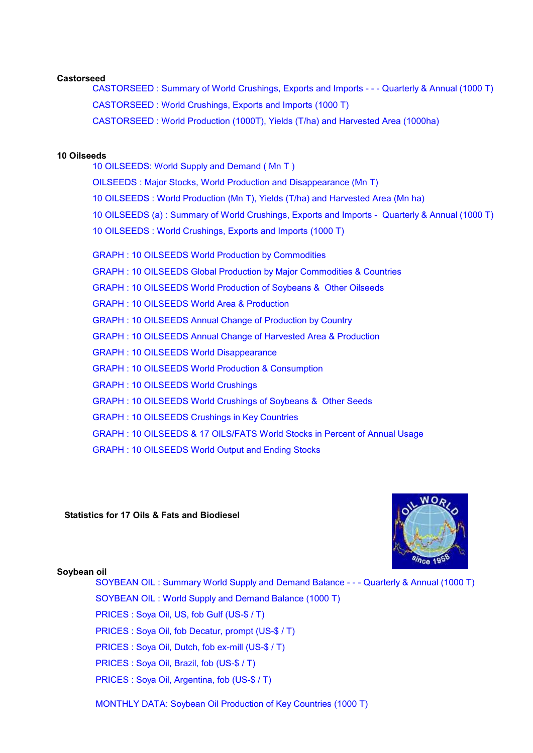**Castorseed**

CASTORSEED : Summary of World Crushings, Exports and Imports - - - Quarterly & Annual (1000 T)

CASTORSEED : World Crushings, Exports and Imports (1000 T)

CASTORSEED : World Production (1000T), Yields (T/ha) and Harvested Area (1000ha)

**10 Oilseeds**

10 OILSEEDS: World Supply and Demand ( Mn T )

OILSEEDS : Major Stocks, World Production and Disappearance (Mn T)

10 OILSEEDS : World Production (Mn T), Yields (T/ha) and Harvested Area (Mn ha)

10 OILSEEDS (a) : Summary of World Crushings, Exports and Imports - Quarterly & Annual (1000 T)

10 OILSEEDS : World Crushings, Exports and Imports (1000 T)

GRAPH : 10 OILSEEDS World Production by Commodities

GRAPH : 10 OILSEEDS Global Production by Major Commodities & Countries

GRAPH : 10 OILSEEDS World Production of Soybeans & Other Oilseeds

GRAPH : 10 OILSEEDS World Area & Production

GRAPH : 10 OILSEEDS Annual Change of Production by Country

GRAPH : 10 OILSEEDS Annual Change of Harvested Area & Production

GRAPH : 10 OILSEEDS World Disappearance

GRAPH : 10 OILSEEDS World Production & Consumption

GRAPH : 10 OILSEEDS World Crushings

GRAPH : 10 OILSEEDS World Crushings of Soybeans & Other Seeds

GRAPH : 10 OILSEEDS Crushings in Key Countries

GRAPH : 10 OILSEEDS & 17 OILS/FATS World Stocks in Percent of Annual Usage

GRAPH : 10 OILSEEDS World Output and Ending Stocks

**Statistics for 17 Oils & Fats and Biodiesel**

**Soybean oil**

SOYBEAN OIL : Summary World Supply and Demand Balance - - - Quarterly & Annual (1000 T)

SOYBEAN OIL : World Supply and Demand Balance (1000 T)

PRICES : Soya Oil, US, fob Gulf (US-$ / T)

PRICES : Soya Oil, fob Decatur, prompt (US-$ / T)

PRICES : Soya Oil, Dutch, fob ex-mill (US-$ / T)

PRICES : Soya Oil, Brazil, fob (US-$ / T)

PRICES : Soya Oil, Argentina, fob (US-$ / T)

MONTHLY DATA: Soybean Oil Production of Key Countries (1000 T)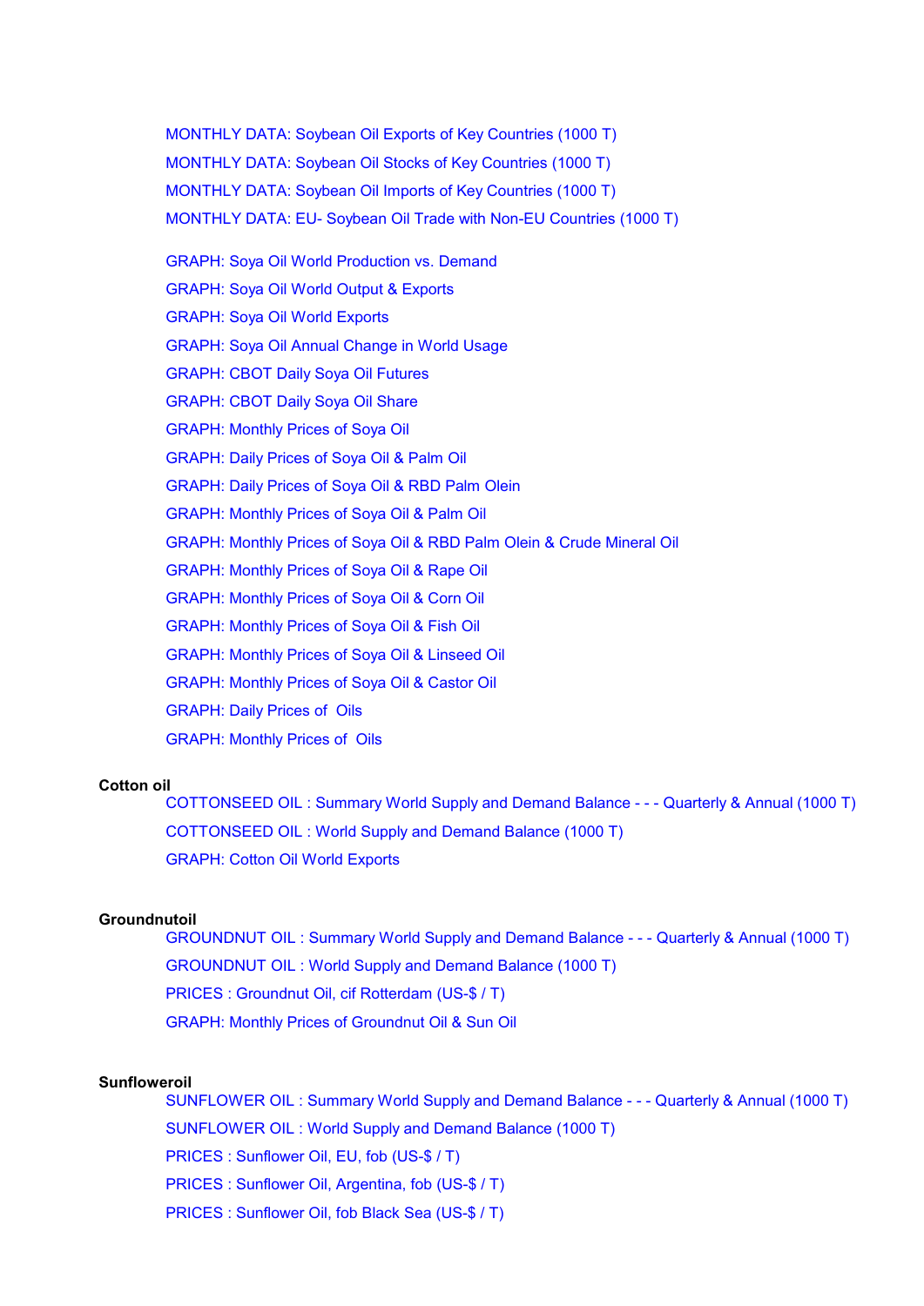MONTHLY DATA: Soybean Oil Exports of Key Countries (1000 T)

MONTHLY DATA: Soybean Oil Stocks of Key Countries (1000 T)

MONTHLY DATA: Soybean Oil Imports of Key Countries (1000 T)

MONTHLY DATA: EU- Soybean Oil Trade with Non-EU Countries (1000 T)

GRAPH: Soya Oil World Production vs. Demand

GRAPH: Soya Oil World Output & Exports

GRAPH: Soya Oil World Exports

GRAPH: Soya Oil Annual Change in World Usage

GRAPH: CBOT Daily Soya Oil Futures

GRAPH: CBOT Daily Soya Oil Share

GRAPH: Monthly Prices of Soya Oil

GRAPH: Daily Prices of Soya Oil & Palm Oil

GRAPH: Daily Prices of Soya Oil & RBD Palm Olein

GRAPH: Monthly Prices of Soya Oil & Palm Oil

GRAPH: Monthly Prices of Soya Oil & RBD Palm Olein & Crude Mineral Oil

GRAPH: Monthly Prices of Soya Oil & Rape Oil

GRAPH: Monthly Prices of Soya Oil & Corn Oil

GRAPH: Monthly Prices of Soya Oil & Fish Oil

GRAPH: Monthly Prices of Soya Oil & Linseed Oil

GRAPH: Monthly Prices of Soya Oil & Castor Oil

GRAPH: Daily Prices of Oils

GRAPH: Monthly Prices of Oils

**Cotton oil**

COTTONSEED OIL : Summary World Supply and Demand Balance - - - Quarterly & Annual (1000 T)

COTTONSEED OIL : World Supply and Demand Balance (1000 T)

GRAPH: Cotton Oil World Exports

**Groundnutoil**

GROUNDNUT OIL : Summary World Supply and Demand Balance - - - Quarterly & Annual (1000 T)

GROUNDNUT OIL : World Supply and Demand Balance (1000 T)

PRICES : Groundnut Oil, cif Rotterdam (US-$ / T)

GRAPH: Monthly Prices of Groundnut Oil & Sun Oil

**Sunfloweroil**

SUNFLOWER OIL : Summary World Supply and Demand Balance - - - Quarterly & Annual (1000 T)

SUNFLOWER OIL : World Supply and Demand Balance (1000 T)

PRICES : Sunflower Oil, EU, fob (US-$ / T)

PRICES : Sunflower Oil, Argentina, fob (US-$ / T)

PRICES : Sunflower Oil, fob Black Sea (US-$ / T)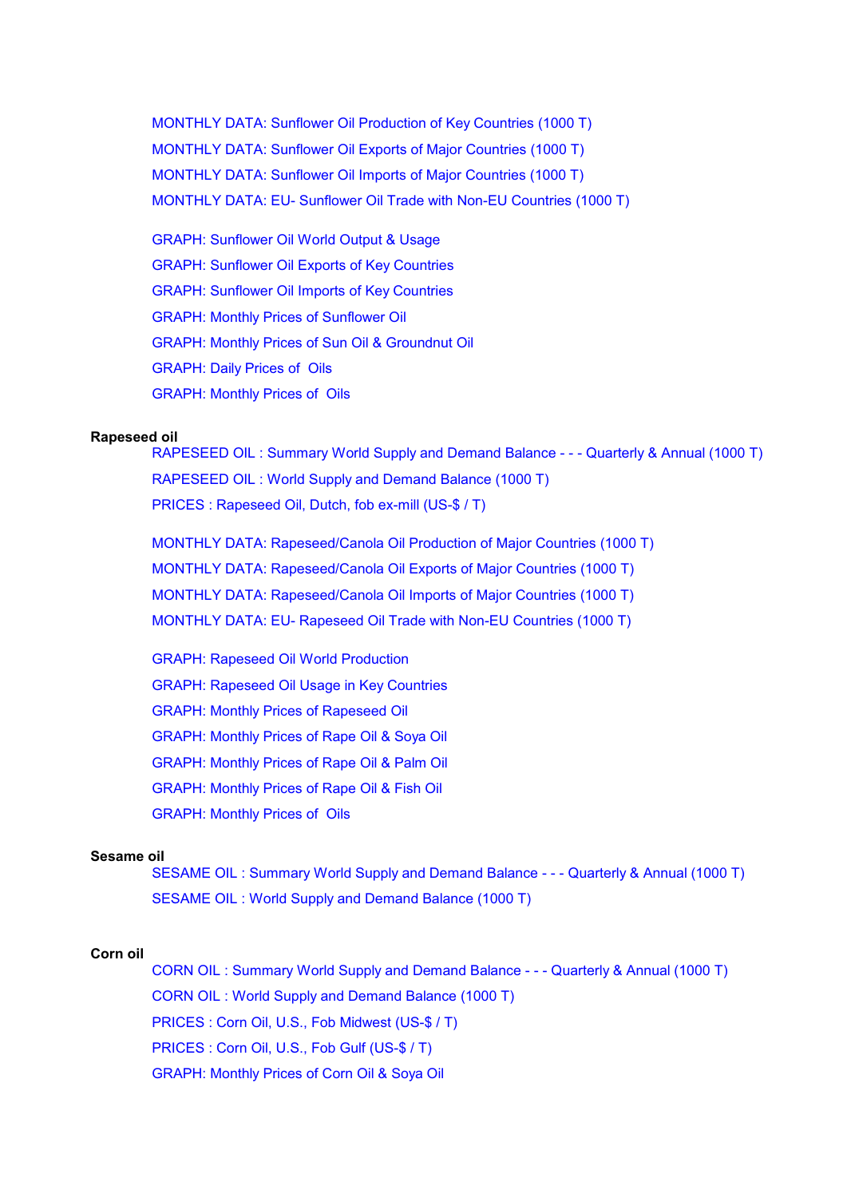MONTHLY DATA: Sunflower Oil Production of Key Countries (1000 T)

MONTHLY DATA: Sunflower Oil Exports of Major Countries (1000 T)

MONTHLY DATA: Sunflower Oil Imports of Major Countries (1000 T)

MONTHLY DATA: EU- Sunflower Oil Trade with Non-EU Countries (1000 T)

GRAPH: Sunflower Oil World Output & Usage

GRAPH: Sunflower Oil Exports of Key Countries

GRAPH: Sunflower Oil Imports of Key Countries

GRAPH: Monthly Prices of Sunflower Oil

GRAPH: Monthly Prices of Sun Oil & Groundnut Oil

GRAPH: Daily Prices of  Oils

GRAPH: Monthly Prices of  Oils

**Rapeseed oil**

RAPESEED OIL : Summary World Supply and Demand Balance - - - Quarterly & Annual (1000 T)

RAPESEED OIL : World Supply and Demand Balance (1000 T)

PRICES : Rapeseed Oil, Dutch, fob ex-mill (US-$ / T)

MONTHLY DATA: Rapeseed/Canola Oil Production of Major Countries (1000 T)

MONTHLY DATA: Rapeseed/Canola Oil Exports of Major Countries (1000 T)

MONTHLY DATA: Rapeseed/Canola Oil Imports of Major Countries (1000 T)

MONTHLY DATA: EU- Rapeseed Oil Trade with Non-EU Countries (1000 T)

GRAPH: Rapeseed Oil World Production

GRAPH: Rapeseed Oil Usage in Key Countries

GRAPH: Monthly Prices of Rapeseed Oil

GRAPH: Monthly Prices of Rape Oil & Soya Oil

GRAPH: Monthly Prices of Rape Oil & Palm Oil

GRAPH: Monthly Prices of Rape Oil & Fish Oil

GRAPH: Monthly Prices of  Oils

**Sesame oil**

SESAME OIL : Summary World Supply and Demand Balance - - - Quarterly & Annual (1000 T)

SESAME OIL : World Supply and Demand Balance (1000 T)

**Corn oil**

CORN OIL : Summary World Supply and Demand Balance - - - Quarterly & Annual (1000 T)

CORN OIL : World Supply and Demand Balance (1000 T)

PRICES : Corn Oil, U.S., Fob Midwest (US-$ / T)

PRICES : Corn Oil, U.S., Fob Gulf (US-$ / T)

GRAPH: Monthly Prices of Corn Oil & Soya Oil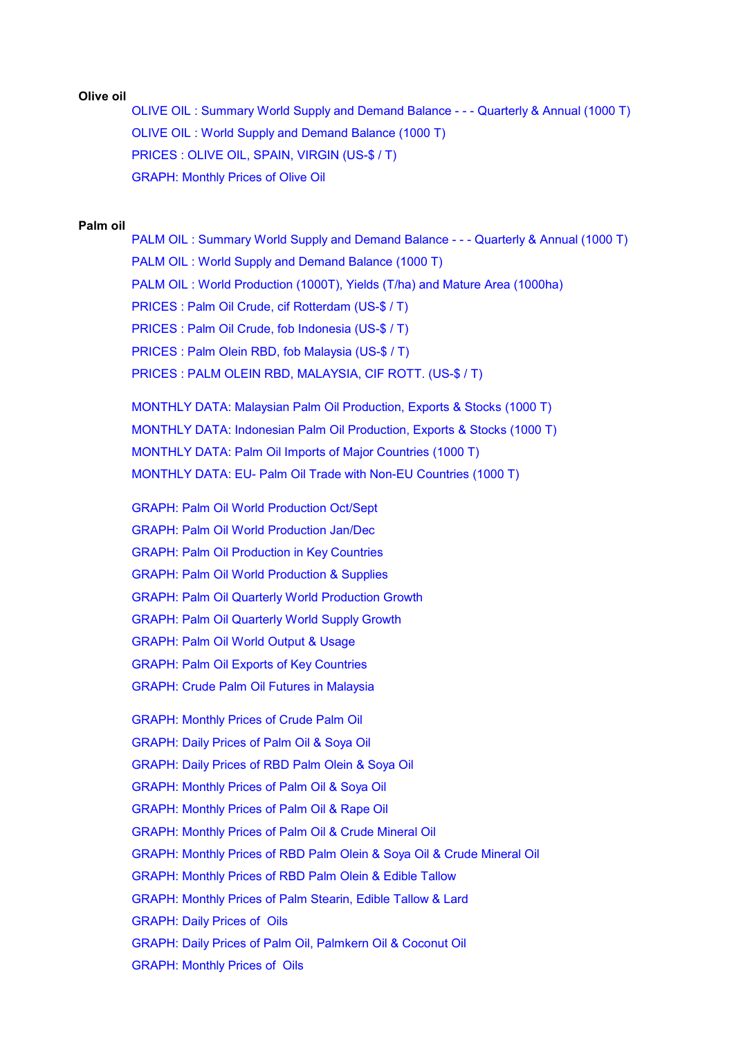**Olive oil**

- OLIVE OIL : Summary World Supply and Demand Balance - - - Quarterly & Annual (1000 T)
- OLIVE OIL : World Supply and Demand Balance (1000 T)
- PRICES : OLIVE OIL, SPAIN, VIRGIN (US-$ / T)
- GRAPH: Monthly Prices of Olive Oil

**Palm oil**

- PALM OIL : Summary World Supply and Demand Balance - - - Quarterly & Annual (1000 T)
- PALM OIL : World Supply and Demand Balance (1000 T)
- PALM OIL : World Production (1000T), Yields (T/ha) and Mature Area (1000ha)
- PRICES : Palm Oil Crude, cif Rotterdam (US-$ / T)
- PRICES : Palm Oil Crude, fob Indonesia (US-$ / T)
- PRICES : Palm Olein RBD, fob Malaysia (US-$ / T)
- PRICES : PALM OLEIN RBD, MALAYSIA, CIF ROTT. (US-$ / T)

- MONTHLY DATA: Malaysian Palm Oil Production, Exports & Stocks (1000 T)
- MONTHLY DATA: Indonesian Palm Oil Production, Exports & Stocks (1000 T)
- MONTHLY DATA: Palm Oil Imports of Major Countries (1000 T)
- MONTHLY DATA: EU- Palm Oil Trade with Non-EU Countries (1000 T)

- GRAPH: Palm Oil World Production Oct/Sept
- GRAPH: Palm Oil World Production Jan/Dec
- GRAPH: Palm Oil Production in Key Countries
- GRAPH: Palm Oil World Production & Supplies
- GRAPH: Palm Oil Quarterly World Production Growth
- GRAPH: Palm Oil Quarterly World Supply Growth
- GRAPH: Palm Oil World Output & Usage
- GRAPH: Palm Oil Exports of Key Countries
- GRAPH: Crude Palm Oil Futures in Malaysia

- GRAPH: Monthly Prices of Crude Palm Oil
- GRAPH: Daily Prices of Palm Oil & Soya Oil
- GRAPH: Daily Prices of RBD Palm Olein & Soya Oil
- GRAPH: Monthly Prices of Palm Oil & Soya Oil
- GRAPH: Monthly Prices of Palm Oil & Rape Oil
- GRAPH: Monthly Prices of Palm Oil & Crude Mineral Oil
- GRAPH: Monthly Prices of RBD Palm Olein & Soya Oil & Crude Mineral Oil
- GRAPH: Monthly Prices of RBD Palm Olein & Edible Tallow
- GRAPH: Monthly Prices of Palm Stearin, Edible Tallow & Lard
- GRAPH: Daily Prices of Oils
- GRAPH: Daily Prices of Palm Oil, Palmkern Oil & Coconut Oil
- GRAPH: Monthly Prices of Oils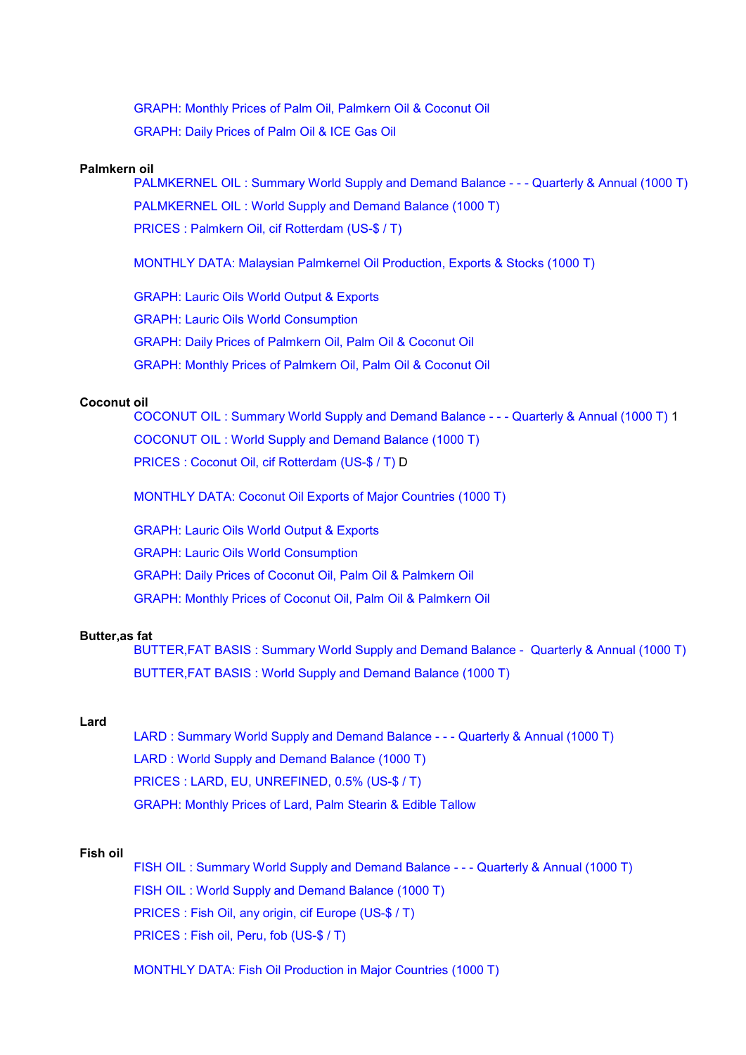GRAPH: Monthly Prices of Palm Oil, Palmkern Oil & Coconut Oil

GRAPH: Daily Prices of Palm Oil & ICE Gas Oil

**Palmkern oil**

PALMKERNEL OIL : Summary World Supply and Demand Balance - - - Quarterly & Annual (1000 T)

PALMKERNEL OIL : World Supply and Demand Balance (1000 T)

PRICES : Palmkern Oil, cif Rotterdam (US-$ / T)

MONTHLY DATA: Malaysian Palmkernel Oil Production, Exports & Stocks (1000 T)

GRAPH: Lauric Oils World Output & Exports

GRAPH: Lauric Oils World Consumption

GRAPH: Daily Prices of Palmkern Oil, Palm Oil & Coconut Oil

GRAPH: Monthly Prices of Palmkern Oil, Palm Oil & Coconut Oil

**Coconut oil**

COCONUT OIL : Summary World Supply and Demand Balance - - - Quarterly & Annual (1000 T) 1

COCONUT OIL : World Supply and Demand Balance (1000 T)

PRICES : Coconut Oil, cif Rotterdam (US-$ / T) D

MONTHLY DATA: Coconut Oil Exports of Major Countries (1000 T)

GRAPH: Lauric Oils World Output & Exports

GRAPH: Lauric Oils World Consumption

GRAPH: Daily Prices of Coconut Oil, Palm Oil & Palmkern Oil

GRAPH: Monthly Prices of Coconut Oil, Palm Oil & Palmkern Oil

**Butter,as fat**

BUTTER,FAT BASIS : Summary World Supply and Demand Balance - Quarterly & Annual (1000 T)

BUTTER,FAT BASIS : World Supply and Demand Balance (1000 T)

**Lard**

LARD : Summary World Supply and Demand Balance - - - Quarterly & Annual (1000 T)

LARD : World Supply and Demand Balance (1000 T)

PRICES : LARD, EU, UNREFINED, 0.5% (US-$ / T)

GRAPH: Monthly Prices of Lard, Palm Stearin & Edible Tallow

**Fish oil**

FISH OIL : Summary World Supply and Demand Balance - - - Quarterly & Annual (1000 T)

FISH OIL : World Supply and Demand Balance (1000 T)

PRICES : Fish Oil, any origin, cif Europe (US-$ / T)

PRICES : Fish oil, Peru, fob (US-$ / T)

MONTHLY DATA: Fish Oil Production in Major Countries (1000 T)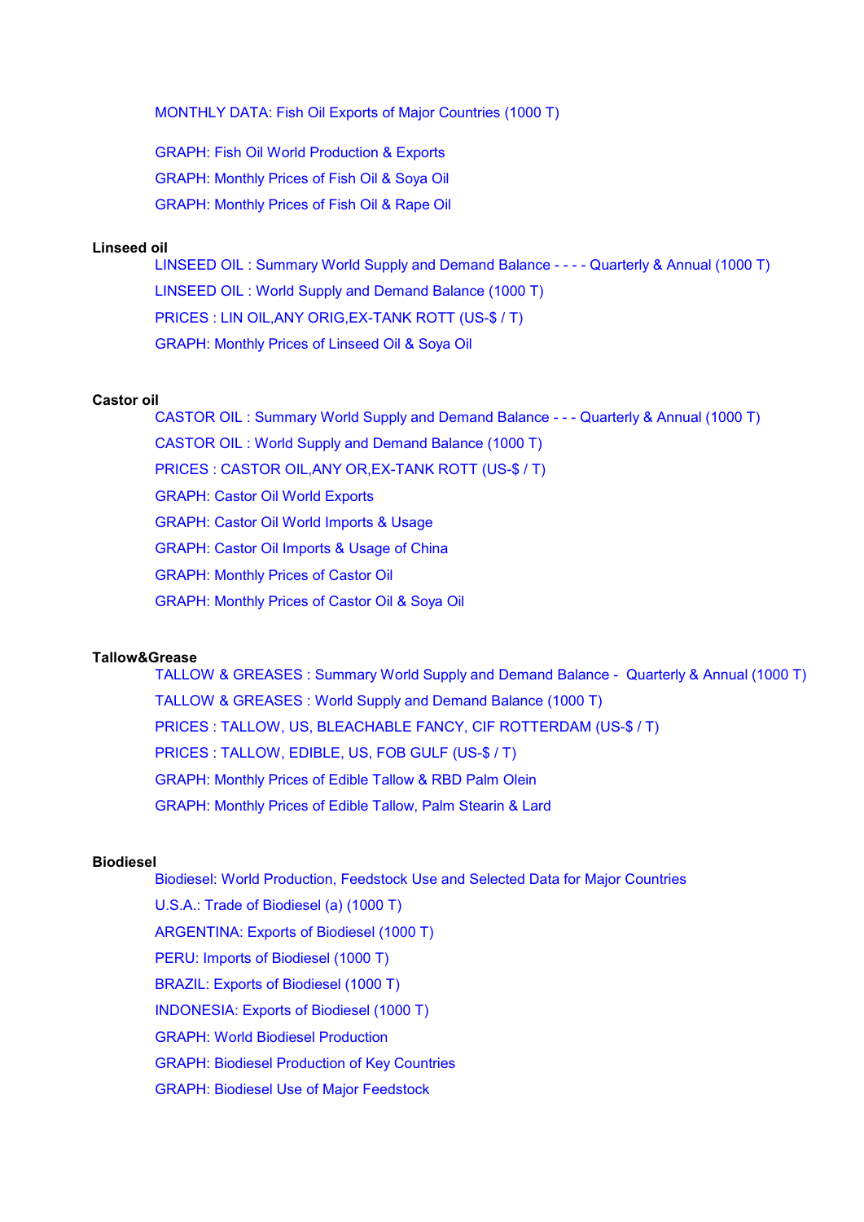MONTHLY DATA: Fish Oil Exports of Major Countries (1000 T)

GRAPH: Fish Oil World Production & Exports

GRAPH: Monthly Prices of Fish Oil & Soya Oil

GRAPH: Monthly Prices of Fish Oil & Rape Oil

**Linseed oil**

LINSEED OIL : Summary World Supply and Demand Balance - - - - Quarterly & Annual (1000 T)

LINSEED OIL : World Supply and Demand Balance (1000 T)

PRICES : LIN OIL,ANY ORIG,EX-TANK ROTT (US-$ / T)

GRAPH: Monthly Prices of Linseed Oil & Soya Oil

**Castor oil**

CASTOR OIL : Summary World Supply and Demand Balance - - - Quarterly & Annual (1000 T)

CASTOR OIL : World Supply and Demand Balance (1000 T)

PRICES : CASTOR OIL,ANY OR,EX-TANK ROTT (US-$ / T)

GRAPH: Castor Oil World Exports

GRAPH: Castor Oil World Imports & Usage

GRAPH: Castor Oil Imports & Usage of China

GRAPH: Monthly Prices of Castor Oil

GRAPH: Monthly Prices of Castor Oil & Soya Oil

**Tallow&Grease**

TALLOW & GREASES : Summary World Supply and Demand Balance - Quarterly & Annual (1000 T)

TALLOW & GREASES : World Supply and Demand Balance (1000 T)

PRICES : TALLOW, US, BLEACHABLE FANCY, CIF ROTTERDAM (US-$ / T)

PRICES : TALLOW, EDIBLE, US, FOB GULF (US-$ / T)

GRAPH: Monthly Prices of Edible Tallow & RBD Palm Olein

GRAPH: Monthly Prices of Edible Tallow, Palm Stearin & Lard

**Biodiesel**

Biodiesel: World Production, Feedstock Use and Selected Data for Major Countries

U.S.A.: Trade of Biodiesel (a) (1000 T)

ARGENTINA: Exports of Biodiesel (1000 T)

PERU: Imports of Biodiesel (1000 T)

BRAZIL: Exports of Biodiesel (1000 T)

INDONESIA: Exports of Biodiesel (1000 T)

GRAPH: World Biodiesel Production

GRAPH: Biodiesel Production of Key Countries

GRAPH: Biodiesel Use of Major Feedstock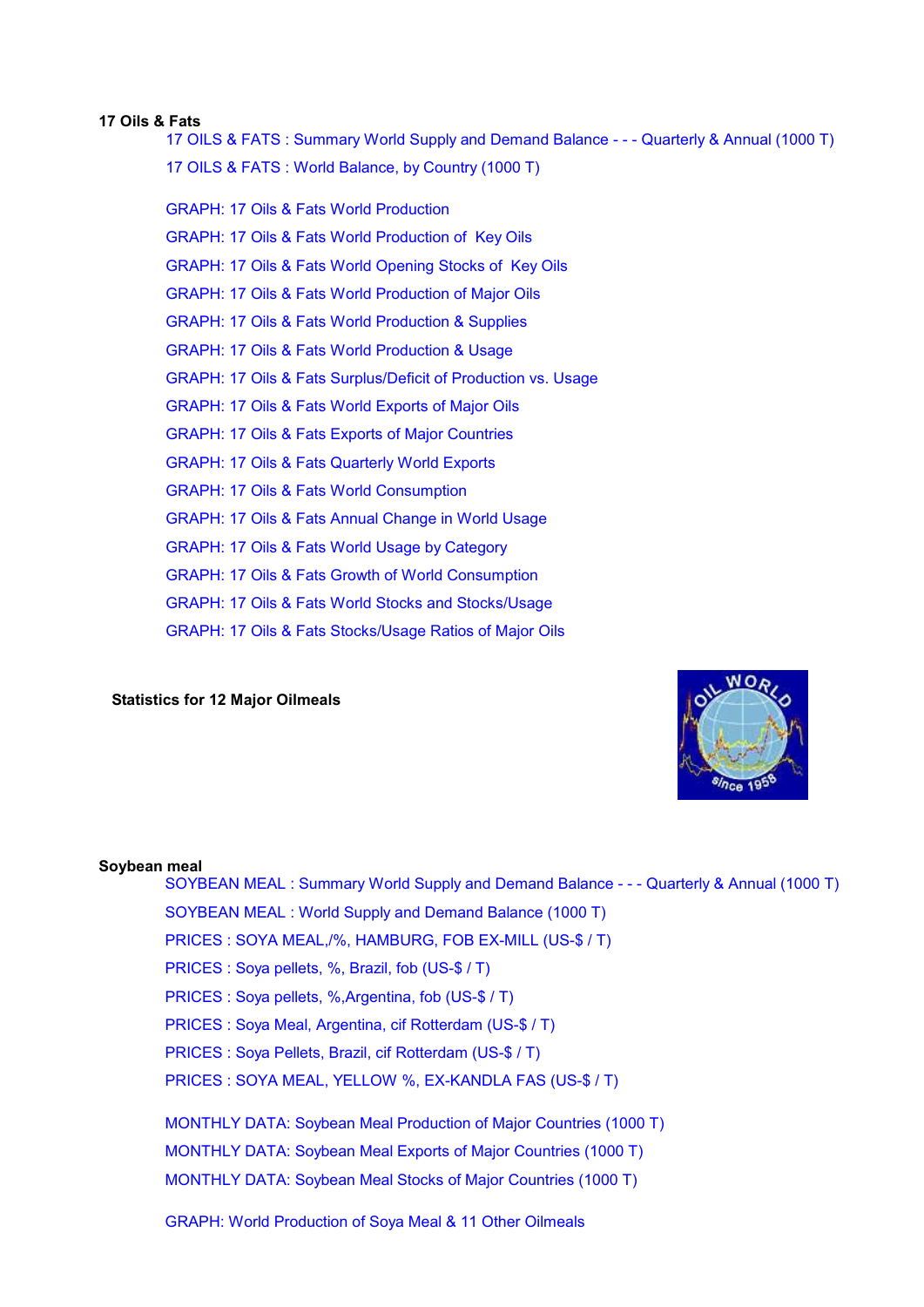**17 Oils & Fats**

17 OILS & FATS : Summary World Supply and Demand Balance - - - Quarterly & Annual (1000 T)

17 OILS & FATS : World Balance, by Country (1000 T)

GRAPH: 17 Oils & Fats World Production

GRAPH: 17 Oils & Fats World Production of Key Oils

GRAPH: 17 Oils & Fats World Opening Stocks of Key Oils

GRAPH: 17 Oils & Fats World Production of Major Oils

GRAPH: 17 Oils & Fats World Production & Supplies

GRAPH: 17 Oils & Fats World Production & Usage

GRAPH: 17 Oils & Fats Surplus/Deficit of Production vs. Usage

GRAPH: 17 Oils & Fats World Exports of Major Oils

GRAPH: 17 Oils & Fats Exports of Major Countries

GRAPH: 17 Oils & Fats Quarterly World Exports

GRAPH: 17 Oils & Fats World Consumption

GRAPH: 17 Oils & Fats Annual Change in World Usage

GRAPH: 17 Oils & Fats World Usage by Category

GRAPH: 17 Oils & Fats Growth of World Consumption

GRAPH: 17 Oils & Fats World Stocks and Stocks/Usage

GRAPH: 17 Oils & Fats Stocks/Usage Ratios of Major Oils

**Statistics for 12 Major Oilmeals**

**Soybean meal**

SOYBEAN MEAL : Summary World Supply and Demand Balance - - - Quarterly & Annual (1000 T)

SOYBEAN MEAL : World Supply and Demand Balance (1000 T)

PRICES : SOYA MEAL,/%, HAMBURG, FOB EX-MILL (US-$ / T)

PRICES : Soya pellets, %, Brazil, fob (US-$ / T)

PRICES : Soya pellets, %,Argentina, fob (US-$ / T)

PRICES : Soya Meal, Argentina, cif Rotterdam (US-$ / T)

PRICES : Soya Pellets, Brazil, cif Rotterdam (US-$ / T)

PRICES : SOYA MEAL, YELLOW %, EX-KANDLA FAS (US-$ / T)

MONTHLY DATA: Soybean Meal Production of Major Countries (1000 T)

MONTHLY DATA: Soybean Meal Exports of Major Countries (1000 T)

MONTHLY DATA: Soybean Meal Stocks of Major Countries (1000 T)

GRAPH: World Production of Soya Meal & 11 Other Oilmeals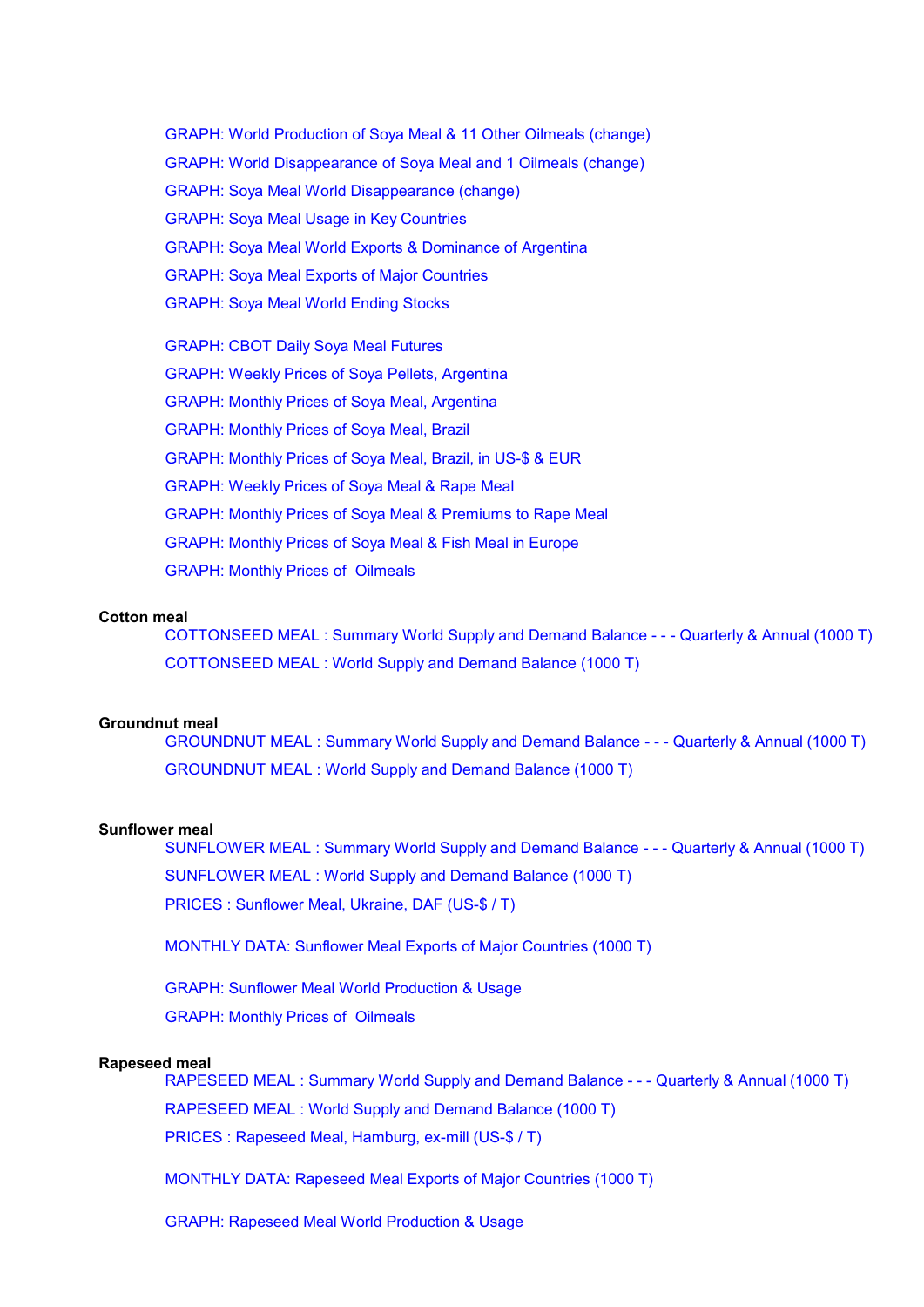GRAPH: World Production of Soya Meal & 11 Other Oilmeals (change)

GRAPH: World Disappearance of Soya Meal and 1 Oilmeals (change)

GRAPH: Soya Meal World Disappearance (change)

GRAPH: Soya Meal Usage in Key Countries

GRAPH: Soya Meal World Exports & Dominance of Argentina

GRAPH: Soya Meal Exports of Major Countries

GRAPH: Soya Meal World Ending Stocks

GRAPH: CBOT Daily Soya Meal Futures

GRAPH: Weekly Prices of Soya Pellets, Argentina

GRAPH: Monthly Prices of Soya Meal, Argentina

GRAPH: Monthly Prices of Soya Meal, Brazil

GRAPH: Monthly Prices of Soya Meal, Brazil, in US-$ & EUR

GRAPH: Weekly Prices of Soya Meal & Rape Meal

GRAPH: Monthly Prices of Soya Meal & Premiums to Rape Meal

GRAPH: Monthly Prices of Soya Meal & Fish Meal in Europe

GRAPH: Monthly Prices of  Oilmeals

**Cotton meal**

COTTONSEED MEAL : Summary World Supply and Demand Balance - - - Quarterly & Annual (1000 T)

COTTONSEED MEAL : World Supply and Demand Balance (1000 T)

**Groundnut meal**

GROUNDNUT MEAL : Summary World Supply and Demand Balance - - - Quarterly & Annual (1000 T)

GROUNDNUT MEAL : World Supply and Demand Balance (1000 T)

**Sunflower meal**

SUNFLOWER MEAL : Summary World Supply and Demand Balance - - - Quarterly & Annual (1000 T)

SUNFLOWER MEAL : World Supply and Demand Balance (1000 T)

PRICES : Sunflower Meal, Ukraine, DAF (US-$ / T)

MONTHLY DATA: Sunflower Meal Exports of Major Countries (1000 T)

GRAPH: Sunflower Meal World Production & Usage

GRAPH: Monthly Prices of  Oilmeals

**Rapeseed meal**

RAPESEED MEAL : Summary World Supply and Demand Balance - - - Quarterly & Annual (1000 T)

RAPESEED MEAL : World Supply and Demand Balance (1000 T)

PRICES : Rapeseed Meal, Hamburg, ex-mill (US-$ / T)

MONTHLY DATA: Rapeseed Meal Exports of Major Countries (1000 T)

GRAPH: Rapeseed Meal World Production & Usage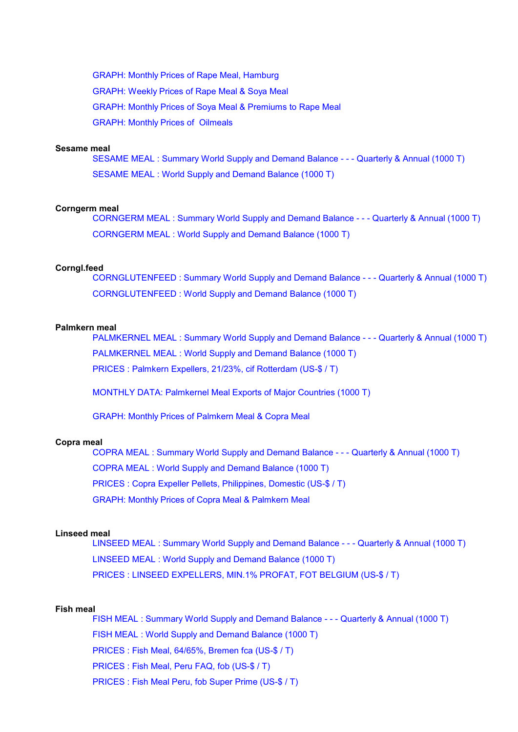GRAPH: Monthly Prices of Rape Meal, Hamburg

GRAPH: Weekly Prices of Rape Meal & Soya Meal

GRAPH: Monthly Prices of Soya Meal & Premiums to Rape Meal

GRAPH: Monthly Prices of  Oilmeals

**Sesame meal**

SESAME MEAL : Summary World Supply and Demand Balance - - - Quarterly & Annual (1000 T)

SESAME MEAL : World Supply and Demand Balance (1000 T)

**Corngerm meal**

CORNGERM MEAL : Summary World Supply and Demand Balance - - - Quarterly & Annual (1000 T)

CORNGERM MEAL : World Supply and Demand Balance (1000 T)

**Corngl.feed**

CORNGLUTENFEED : Summary World Supply and Demand Balance - - - Quarterly & Annual (1000 T)

CORNGLUTENFEED : World Supply and Demand Balance (1000 T)

**Palmkern meal**

PALMKERNEL MEAL : Summary World Supply and Demand Balance - - - Quarterly & Annual (1000 T)

PALMKERNEL MEAL : World Supply and Demand Balance (1000 T)

PRICES : Palmkern Expellers, 21/23%, cif Rotterdam (US-$ / T)

MONTHLY DATA: Palmkernel Meal Exports of Major Countries (1000 T)

GRAPH: Monthly Prices of Palmkern Meal & Copra Meal

**Copra meal**

COPRA MEAL : Summary World Supply and Demand Balance - - - Quarterly & Annual (1000 T)

COPRA MEAL : World Supply and Demand Balance (1000 T)

PRICES : Copra Expeller Pellets, Philippines, Domestic (US-$ / T)

GRAPH: Monthly Prices of Copra Meal & Palmkern Meal

**Linseed meal**

LINSEED MEAL : Summary World Supply and Demand Balance - - - Quarterly & Annual (1000 T)

LINSEED MEAL : World Supply and Demand Balance (1000 T)

PRICES : LINSEED EXPELLERS, MIN.1% PROFAT, FOT BELGIUM (US-$ / T)

**Fish meal**

FISH MEAL : Summary World Supply and Demand Balance - - - Quarterly & Annual (1000 T)

FISH MEAL : World Supply and Demand Balance (1000 T)

PRICES : Fish Meal, 64/65%, Bremen fca (US-$ / T)

PRICES : Fish Meal, Peru FAQ, fob (US-$ / T)

PRICES : Fish Meal Peru, fob Super Prime (US-$ / T)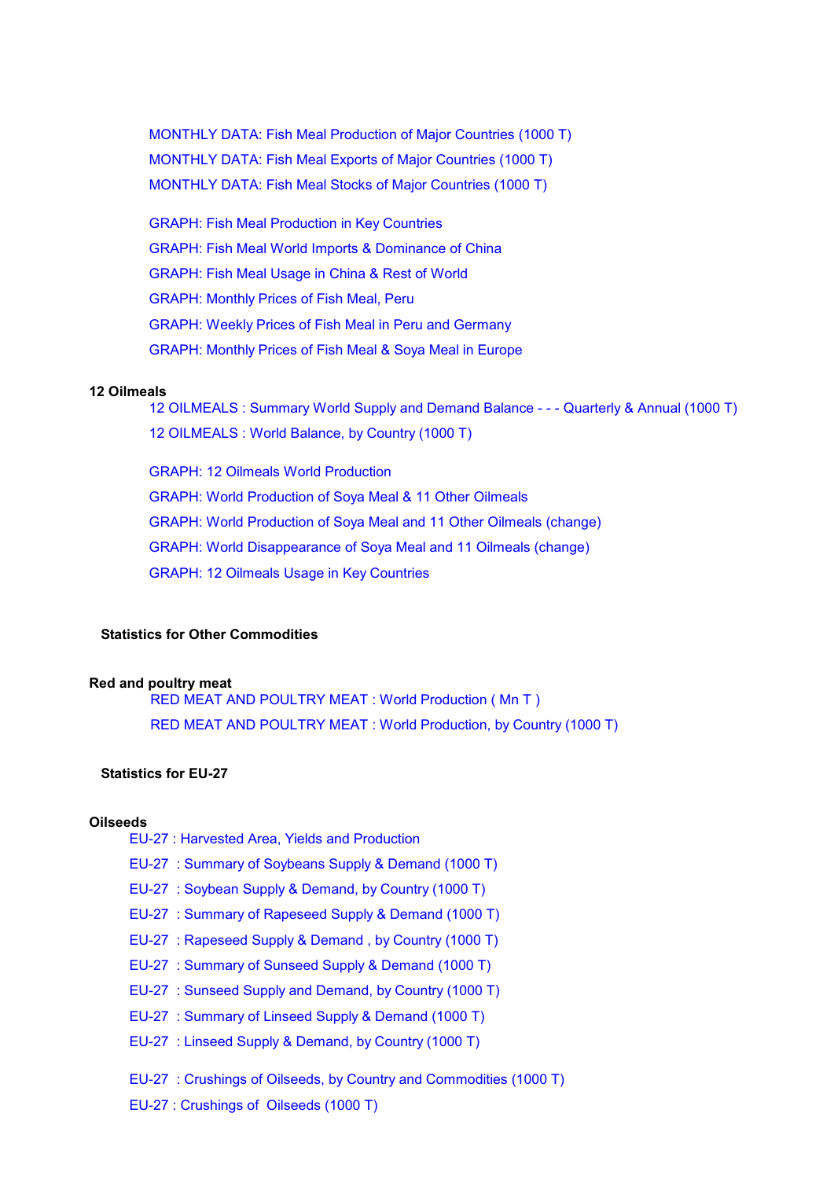MONTHLY DATA: Fish Meal Production of Major Countries (1000 T)

MONTHLY DATA: Fish Meal Exports of Major Countries (1000 T)

MONTHLY DATA: Fish Meal Stocks of Major Countries (1000 T)

GRAPH: Fish Meal Production in Key Countries

GRAPH: Fish Meal World Imports & Dominance of China

GRAPH: Fish Meal Usage in China & Rest of World

GRAPH: Monthly Prices of Fish Meal, Peru

GRAPH: Weekly Prices of Fish Meal in Peru and Germany

GRAPH: Monthly Prices of Fish Meal & Soya Meal in Europe

**12 Oilmeals**

12 OILMEALS : Summary World Supply and Demand Balance - - - Quarterly & Annual (1000 T)

12 OILMEALS : World Balance, by Country (1000 T)

GRAPH: 12 Oilmeals World Production

GRAPH: World Production of Soya Meal & 11 Other Oilmeals

GRAPH: World Production of Soya Meal and 11 Other Oilmeals (change)

GRAPH: World Disappearance of Soya Meal and 11 Oilmeals (change)

GRAPH: 12 Oilmeals Usage in Key Countries

## Statistics for Other Commodities

**Red and poultry meat**

RED MEAT AND POULTRY MEAT : World Production ( Mn T )

RED MEAT AND POULTRY MEAT : World Production, by Country (1000 T)

## Statistics for EU-27

**Oilseeds**

EU-27 : Harvested Area, Yields and Production

EU-27 : Summary of Soybeans Supply & Demand (1000 T)

EU-27 : Soybean Supply & Demand, by Country (1000 T)

EU-27 : Summary of Rapeseed Supply & Demand (1000 T)

EU-27 : Rapeseed Supply & Demand , by Country (1000 T)

EU-27 : Summary of Sunseed Supply & Demand (1000 T)

EU-27 : Sunseed Supply and Demand, by Country (1000 T)

EU-27 : Summary of Linseed Supply & Demand (1000 T)

EU-27 : Linseed Supply & Demand, by Country (1000 T)

EU-27 : Crushings of Oilseeds, by Country and Commodities (1000 T)

EU-27 : Crushings of Oilseeds (1000 T)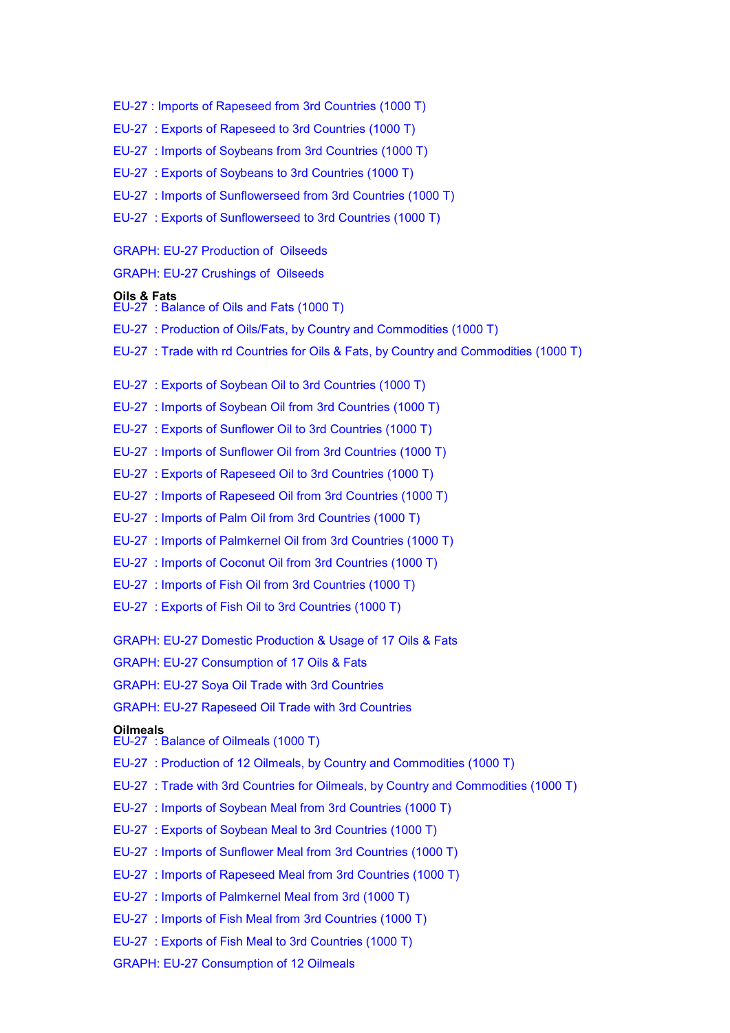EU-27 : Imports of Rapeseed from 3rd Countries (1000 T)

EU-27  : Exports of Rapeseed to 3rd Countries (1000 T)

EU-27  : Imports of Soybeans from 3rd Countries (1000 T)

EU-27  : Exports of Soybeans to 3rd Countries (1000 T)

EU-27  : Imports of Sunflowerseed from 3rd Countries (1000 T)

EU-27  : Exports of Sunflowerseed to 3rd Countries (1000 T)

GRAPH: EU-27 Production of  Oilseeds

GRAPH: EU-27 Crushings of  Oilseeds

**Oils & Fats**

EU-27  : Balance of Oils and Fats (1000 T)

EU-27  : Production of Oils/Fats, by Country and Commodities (1000 T)

EU-27  : Trade with rd Countries for Oils & Fats, by Country and Commodities (1000 T)

EU-27  : Exports of Soybean Oil to 3rd Countries (1000 T)

EU-27  : Imports of Soybean Oil from 3rd Countries (1000 T)

EU-27  : Exports of Sunflower Oil to 3rd Countries (1000 T)

EU-27  : Imports of Sunflower Oil from 3rd Countries (1000 T)

EU-27  : Exports of Rapeseed Oil to 3rd Countries (1000 T)

EU-27  : Imports of Rapeseed Oil from 3rd Countries (1000 T)

EU-27  : Imports of Palm Oil from 3rd Countries (1000 T)

EU-27  : Imports of Palmkernel Oil from 3rd Countries (1000 T)

EU-27  : Imports of Coconut Oil from 3rd Countries (1000 T)

EU-27  : Imports of Fish Oil from 3rd Countries (1000 T)

EU-27  : Exports of Fish Oil to 3rd Countries (1000 T)

GRAPH: EU-27 Domestic Production & Usage of 17 Oils & Fats

GRAPH: EU-27 Consumption of 17 Oils & Fats

GRAPH: EU-27 Soya Oil Trade with 3rd Countries

GRAPH: EU-27 Rapeseed Oil Trade with 3rd Countries

**Oilmeals**

EU-27  : Balance of Oilmeals (1000 T)

EU-27  : Production of 12 Oilmeals, by Country and Commodities (1000 T)

EU-27  : Trade with 3rd Countries for Oilmeals, by Country and Commodities (1000 T)

EU-27  : Imports of Soybean Meal from 3rd Countries (1000 T)

EU-27  : Exports of Soybean Meal to 3rd Countries (1000 T)

EU-27  : Imports of Sunflower Meal from 3rd Countries (1000 T)

EU-27  : Imports of Rapeseed Meal from 3rd Countries (1000 T)

EU-27  : Imports of Palmkernel Meal from 3rd (1000 T)

EU-27  : Imports of Fish Meal from 3rd Countries (1000 T)

EU-27  : Exports of Fish Meal to 3rd Countries (1000 T)

GRAPH: EU-27 Consumption of 12 Oilmeals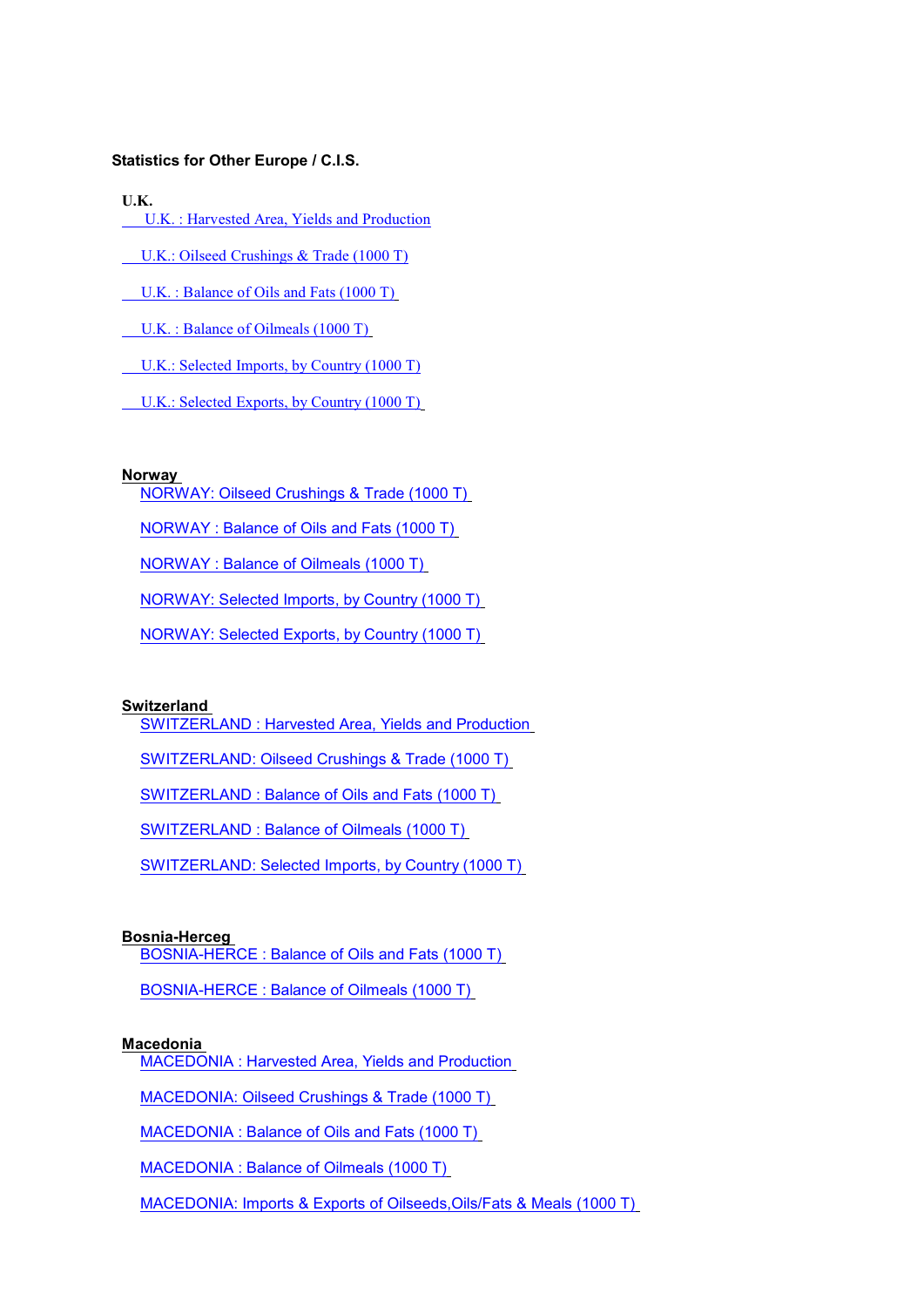**Statistics for Other Europe / C.I.S.**

**U.K.**

U.K. : Harvested Area, Yields and Production

U.K.: Oilseed Crushings & Trade (1000 T)

U.K. : Balance of Oils and Fats (1000 T)

U.K. : Balance of Oilmeals (1000 T)

U.K.: Selected Imports, by Country (1000 T)

U.K.: Selected Exports, by Country (1000 T)

**Norway**

NORWAY: Oilseed Crushings & Trade (1000 T)

NORWAY : Balance of Oils and Fats (1000 T)

NORWAY : Balance of Oilmeals (1000 T)

NORWAY: Selected Imports, by Country (1000 T)

NORWAY: Selected Exports, by Country (1000 T)

**Switzerland**

SWITZERLAND : Harvested Area, Yields and Production

SWITZERLAND: Oilseed Crushings & Trade (1000 T)

SWITZERLAND : Balance of Oils and Fats (1000 T)

SWITZERLAND : Balance of Oilmeals (1000 T)

SWITZERLAND: Selected Imports, by Country (1000 T)

**Bosnia-Herceg**

BOSNIA-HERCE : Balance of Oils and Fats (1000 T)

BOSNIA-HERCE : Balance of Oilmeals (1000 T)

**Macedonia**

MACEDONIA : Harvested Area, Yields and Production

MACEDONIA: Oilseed Crushings & Trade (1000 T)

MACEDONIA : Balance of Oils and Fats (1000 T)

MACEDONIA : Balance of Oilmeals (1000 T)

MACEDONIA: Imports & Exports of Oilseeds,Oils/Fats & Meals (1000 T)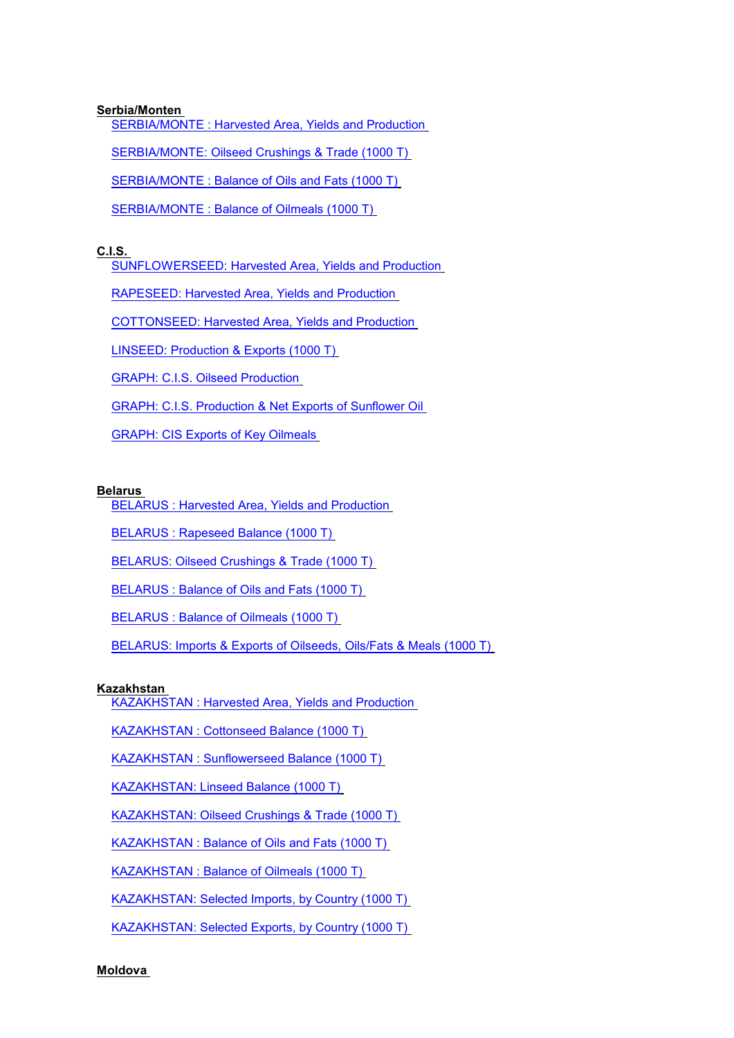**Serbia/Monten**

SERBIA/MONTE : Harvested Area, Yields and Production

SERBIA/MONTE: Oilseed Crushings & Trade (1000 T)

SERBIA/MONTE : Balance of Oils and Fats (1000 T)

SERBIA/MONTE : Balance of Oilmeals (1000 T)

**C.I.S.**

SUNFLOWERSEED: Harvested Area, Yields and Production

RAPESEED: Harvested Area, Yields and Production

COTTONSEED: Harvested Area, Yields and Production

LINSEED: Production & Exports (1000 T)

GRAPH: C.I.S. Oilseed Production

GRAPH: C.I.S. Production & Net Exports of Sunflower Oil

GRAPH: CIS Exports of Key Oilmeals

**Belarus**

BELARUS : Harvested Area, Yields and Production

BELARUS : Rapeseed Balance (1000 T)

BELARUS: Oilseed Crushings & Trade (1000 T)

BELARUS : Balance of Oils and Fats (1000 T)

BELARUS : Balance of Oilmeals (1000 T)

BELARUS: Imports & Exports of Oilseeds, Oils/Fats & Meals (1000 T)

**Kazakhstan**

KAZAKHSTAN : Harvested Area, Yields and Production

KAZAKHSTAN : Cottonseed Balance (1000 T)

KAZAKHSTAN : Sunflowerseed Balance (1000 T)

KAZAKHSTAN: Linseed Balance (1000 T)

KAZAKHSTAN: Oilseed Crushings & Trade (1000 T)

KAZAKHSTAN : Balance of Oils and Fats (1000 T)

KAZAKHSTAN : Balance of Oilmeals (1000 T)

KAZAKHSTAN: Selected Imports, by Country (1000 T)

KAZAKHSTAN: Selected Exports, by Country (1000 T)

**Moldova**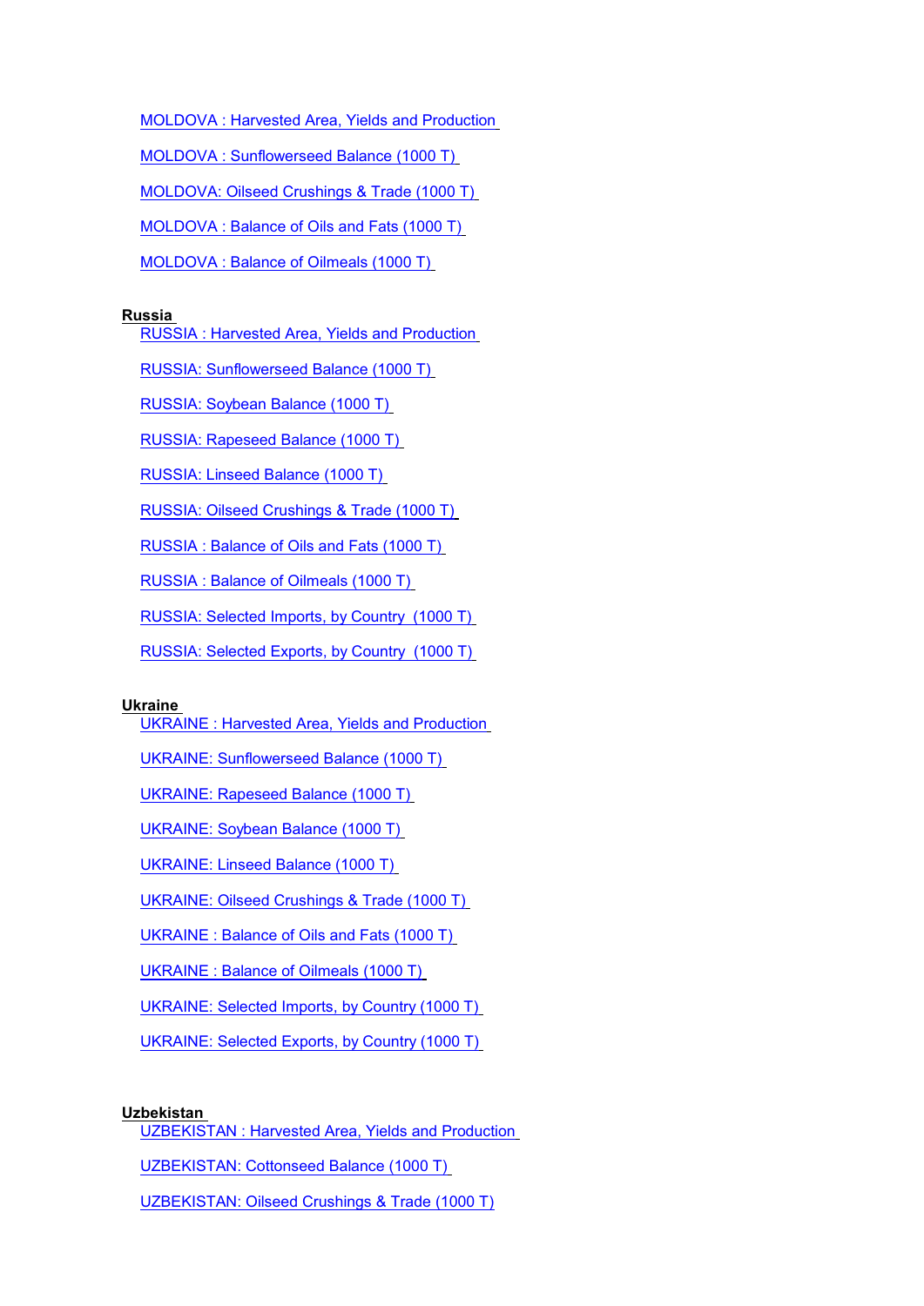MOLDOVA : Harvested Area, Yields and Production

MOLDOVA : Sunflowerseed Balance (1000 T)

MOLDOVA: Oilseed Crushings & Trade (1000 T)

MOLDOVA : Balance of Oils and Fats (1000 T)

MOLDOVA : Balance of Oilmeals (1000 T)

**Russia**

RUSSIA : Harvested Area, Yields and Production

RUSSIA: Sunflowerseed Balance (1000 T)

RUSSIA: Soybean Balance (1000 T)

RUSSIA: Rapeseed Balance (1000 T)

RUSSIA: Linseed Balance (1000 T)

RUSSIA: Oilseed Crushings & Trade (1000 T)

RUSSIA : Balance of Oils and Fats (1000 T)

RUSSIA : Balance of Oilmeals (1000 T)

RUSSIA: Selected Imports, by Country (1000 T)

RUSSIA: Selected Exports, by Country (1000 T)

**Ukraine**

UKRAINE : Harvested Area, Yields and Production

UKRAINE: Sunflowerseed Balance (1000 T)

UKRAINE: Rapeseed Balance (1000 T)

UKRAINE: Soybean Balance (1000 T)

UKRAINE: Linseed Balance (1000 T)

UKRAINE: Oilseed Crushings & Trade (1000 T)

UKRAINE : Balance of Oils and Fats (1000 T)

UKRAINE : Balance of Oilmeals (1000 T)

UKRAINE: Selected Imports, by Country (1000 T)

UKRAINE: Selected Exports, by Country (1000 T)

**Uzbekistan**

UZBEKISTAN : Harvested Area, Yields and Production

UZBEKISTAN: Cottonseed Balance (1000 T)

UZBEKISTAN: Oilseed Crushings & Trade (1000 T)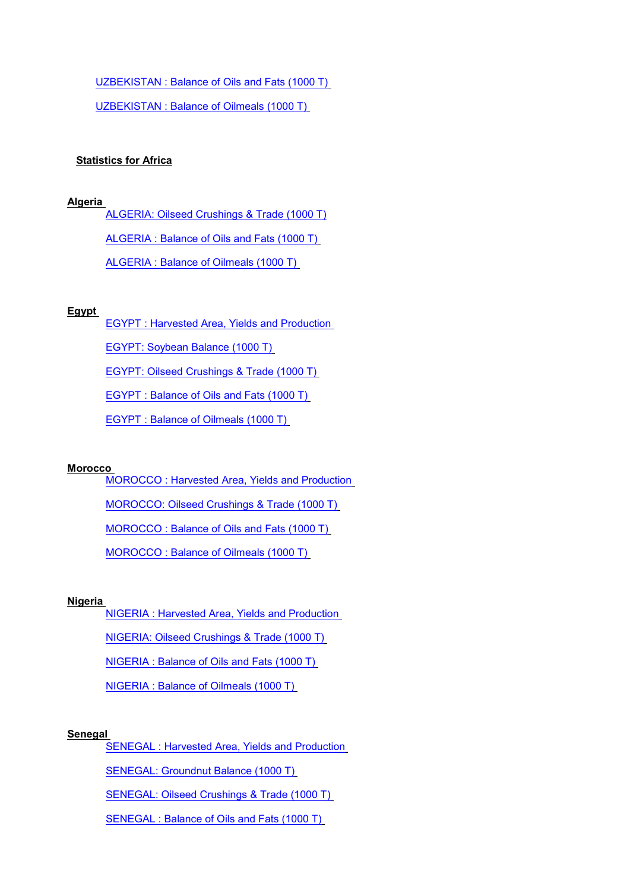UZBEKISTAN : Balance of Oils and Fats (1000 T)

UZBEKISTAN : Balance of Oilmeals (1000 T)

## Statistics for Africa

### Algeria

ALGERIA: Oilseed Crushings & Trade (1000 T)

ALGERIA : Balance of Oils and Fats (1000 T)

ALGERIA : Balance of Oilmeals (1000 T)

### Egypt

EGYPT : Harvested Area, Yields and Production

EGYPT: Soybean Balance (1000 T)

EGYPT: Oilseed Crushings & Trade (1000 T)

EGYPT : Balance of Oils and Fats (1000 T)

EGYPT : Balance of Oilmeals (1000 T)

### Morocco

MOROCCO : Harvested Area, Yields and Production

MOROCCO: Oilseed Crushings & Trade (1000 T)

MOROCCO : Balance of Oils and Fats (1000 T)

MOROCCO : Balance of Oilmeals (1000 T)

### Nigeria

NIGERIA : Harvested Area, Yields and Production

NIGERIA: Oilseed Crushings & Trade (1000 T)

NIGERIA : Balance of Oils and Fats (1000 T)

NIGERIA : Balance of Oilmeals (1000 T)

### Senegal

SENEGAL : Harvested Area, Yields and Production

SENEGAL: Groundnut Balance (1000 T)

SENEGAL: Oilseed Crushings & Trade (1000 T)

SENEGAL : Balance of Oils and Fats (1000 T)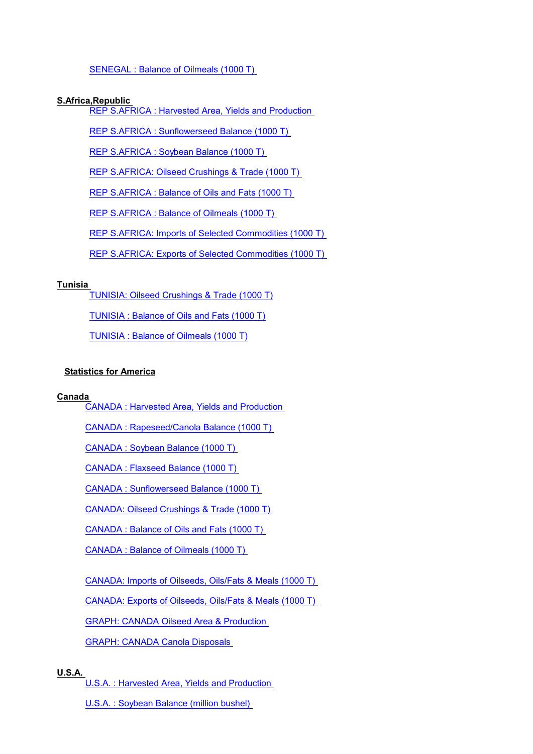SENEGAL : Balance of Oilmeals (1000 T)

**S.Africa,Republic**

REP S.AFRICA : Harvested Area, Yields and Production

REP S.AFRICA : Sunflowerseed Balance (1000 T)

REP S.AFRICA : Soybean Balance (1000 T)

REP S.AFRICA: Oilseed Crushings & Trade (1000 T)

REP S.AFRICA : Balance of Oils and Fats (1000 T)

REP S.AFRICA : Balance of Oilmeals (1000 T)

REP S.AFRICA: Imports of Selected Commodities (1000 T)

REP S.AFRICA: Exports of Selected Commodities (1000 T)

**Tunisia**

TUNISIA: Oilseed Crushings & Trade (1000 T)

TUNISIA : Balance of Oils and Fats (1000 T)

TUNISIA : Balance of Oilmeals (1000 T)

## Statistics for America

**Canada**

CANADA : Harvested Area, Yields and Production

CANADA : Rapeseed/Canola Balance (1000 T)

CANADA : Soybean Balance (1000 T)

CANADA : Flaxseed Balance (1000 T)

CANADA : Sunflowerseed Balance (1000 T)

CANADA: Oilseed Crushings & Trade (1000 T)

CANADA : Balance of Oils and Fats (1000 T)

CANADA : Balance of Oilmeals (1000 T)

CANADA: Imports of Oilseeds, Oils/Fats & Meals (1000 T)

CANADA: Exports of Oilseeds, Oils/Fats & Meals (1000 T)

GRAPH: CANADA Oilseed Area & Production

GRAPH: CANADA Canola Disposals

**U.S.A.**

U.S.A. : Harvested Area, Yields and Production

U.S.A. : Soybean Balance (million bushel)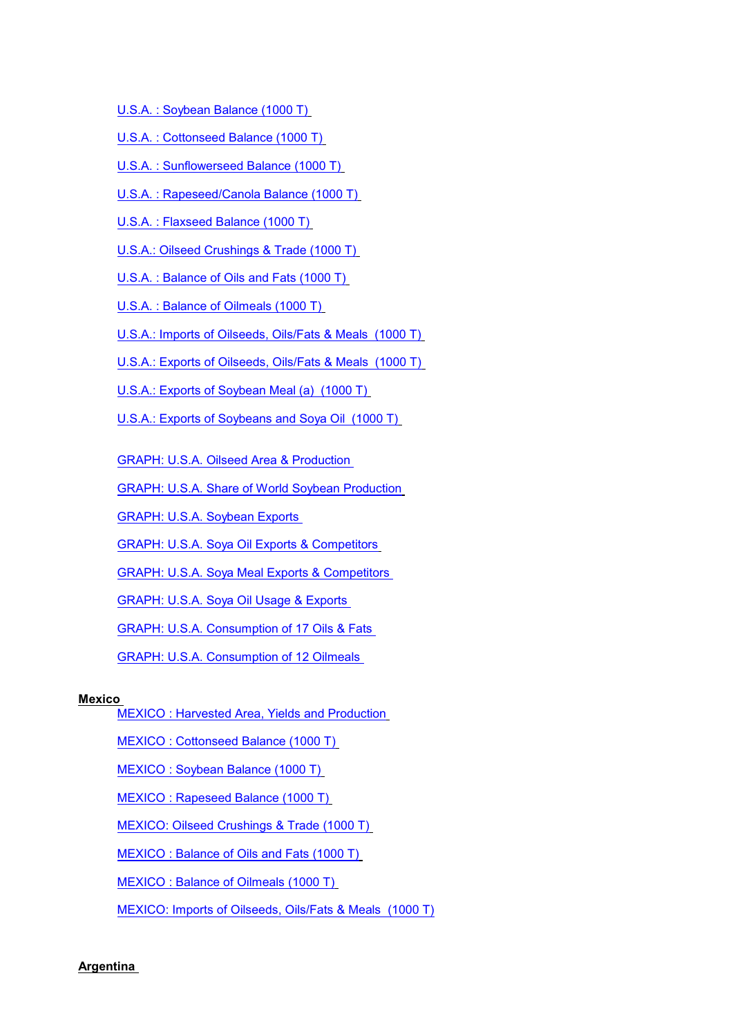U.S.A. : Soybean Balance (1000 T)

U.S.A. : Cottonseed Balance (1000 T)

U.S.A. : Sunflowerseed Balance (1000 T)

U.S.A. : Rapeseed/Canola Balance (1000 T)

U.S.A. : Flaxseed Balance (1000 T)

U.S.A.: Oilseed Crushings & Trade (1000 T)

U.S.A. : Balance of Oils and Fats (1000 T)

U.S.A. : Balance of Oilmeals (1000 T)

U.S.A.: Imports of Oilseeds, Oils/Fats & Meals (1000 T)

U.S.A.: Exports of Oilseeds, Oils/Fats & Meals (1000 T)

U.S.A.: Exports of Soybean Meal (a) (1000 T)

U.S.A.: Exports of Soybeans and Soya Oil (1000 T)

GRAPH: U.S.A. Oilseed Area & Production

GRAPH: U.S.A. Share of World Soybean Production

GRAPH: U.S.A. Soybean Exports

GRAPH: U.S.A. Soya Oil Exports & Competitors

GRAPH: U.S.A. Soya Meal Exports & Competitors

GRAPH: U.S.A. Soya Oil Usage & Exports

GRAPH: U.S.A. Consumption of 17 Oils & Fats

GRAPH: U.S.A. Consumption of 12 Oilmeals

**Mexico**

MEXICO : Harvested Area, Yields and Production

MEXICO : Cottonseed Balance (1000 T)

MEXICO : Soybean Balance (1000 T)

MEXICO : Rapeseed Balance (1000 T)

MEXICO: Oilseed Crushings & Trade (1000 T)

MEXICO : Balance of Oils and Fats (1000 T)

MEXICO : Balance of Oilmeals (1000 T)

MEXICO: Imports of Oilseeds, Oils/Fats & Meals (1000 T)

**Argentina**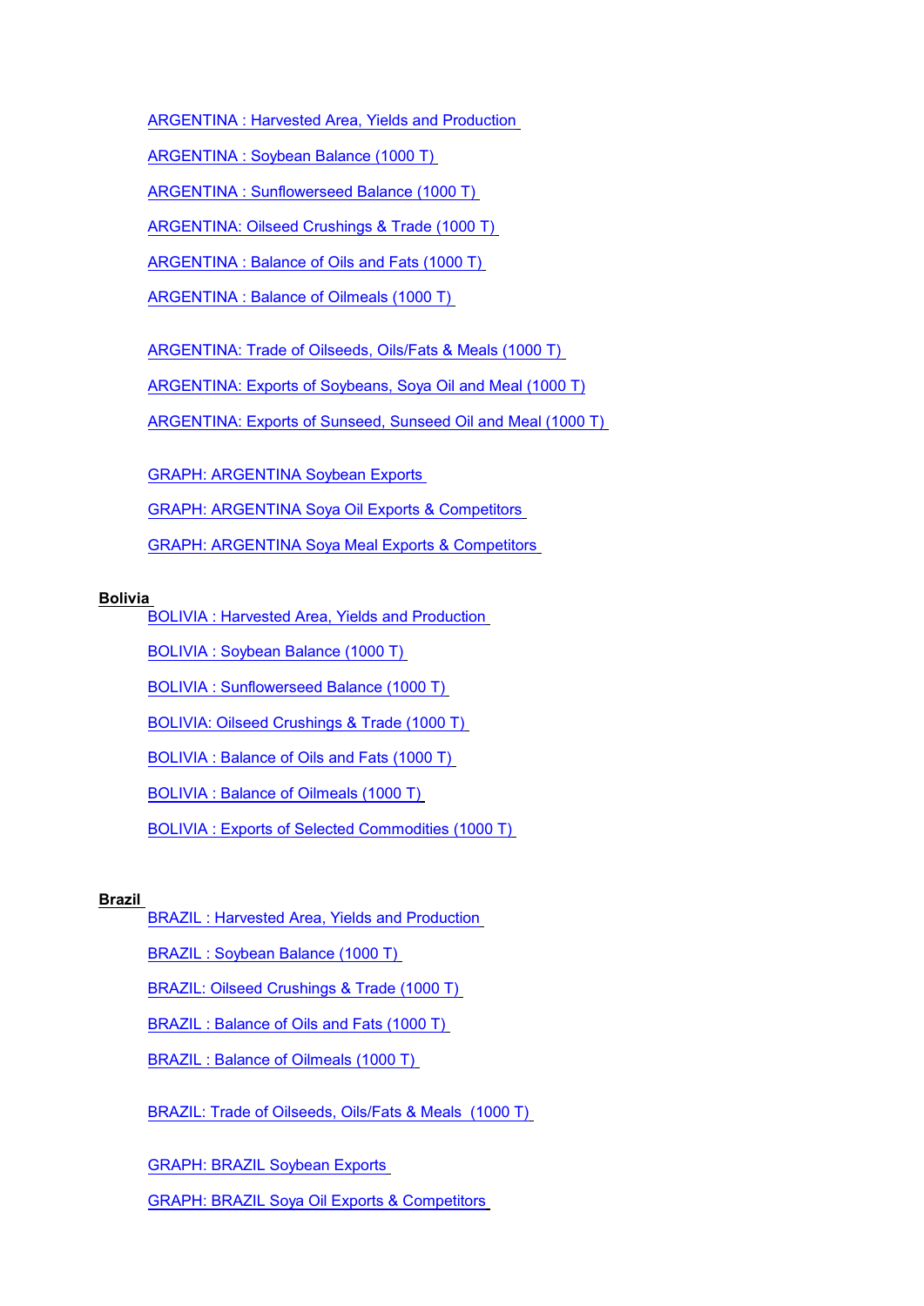ARGENTINA : Harvested Area, Yields and Production

ARGENTINA : Soybean Balance (1000 T)

ARGENTINA : Sunflowerseed Balance (1000 T)

ARGENTINA: Oilseed Crushings & Trade (1000 T)

ARGENTINA : Balance of Oils and Fats (1000 T)

ARGENTINA : Balance of Oilmeals (1000 T)

ARGENTINA: Trade of Oilseeds, Oils/Fats & Meals (1000 T)

ARGENTINA: Exports of Soybeans, Soya Oil and Meal (1000 T)

ARGENTINA: Exports of Sunseed, Sunseed Oil and Meal (1000 T)

GRAPH: ARGENTINA Soybean Exports

GRAPH: ARGENTINA Soya Oil Exports & Competitors

GRAPH: ARGENTINA Soya Meal Exports & Competitors

**Bolivia**

BOLIVIA : Harvested Area, Yields and Production

BOLIVIA : Soybean Balance (1000 T)

BOLIVIA : Sunflowerseed Balance (1000 T)

BOLIVIA: Oilseed Crushings & Trade (1000 T)

BOLIVIA : Balance of Oils and Fats (1000 T)

BOLIVIA : Balance of Oilmeals (1000 T)

BOLIVIA : Exports of Selected Commodities (1000 T)

**Brazil**

BRAZIL : Harvested Area, Yields and Production

BRAZIL : Soybean Balance (1000 T)

BRAZIL: Oilseed Crushings & Trade (1000 T)

BRAZIL : Balance of Oils and Fats (1000 T)

BRAZIL : Balance of Oilmeals (1000 T)

BRAZIL: Trade of Oilseeds, Oils/Fats & Meals (1000 T)

GRAPH: BRAZIL Soybean Exports

GRAPH: BRAZIL Soya Oil Exports & Competitors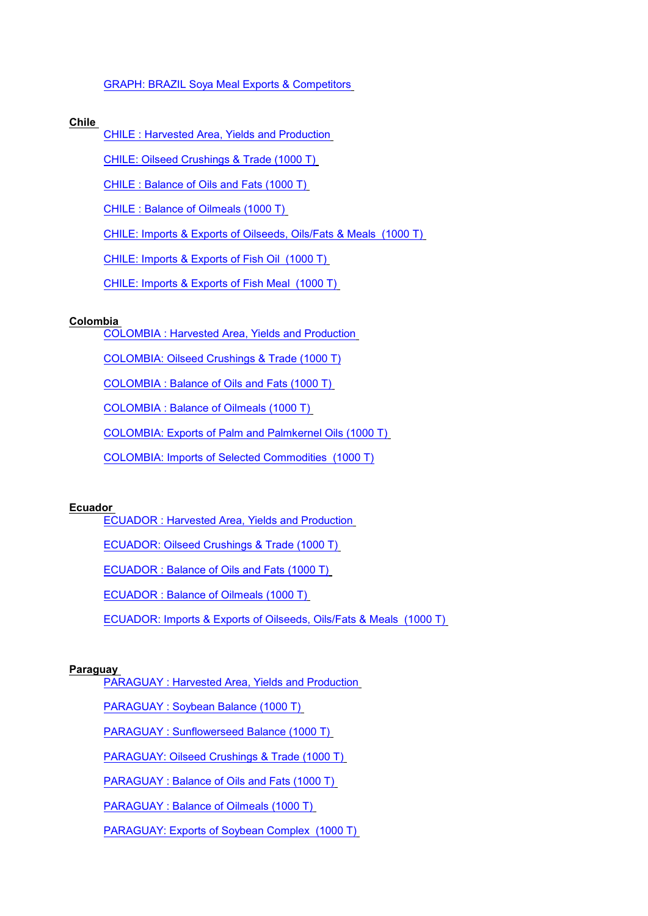GRAPH: BRAZIL Soya Meal Exports & Competitors

**Chile**

CHILE : Harvested Area, Yields and Production

CHILE: Oilseed Crushings & Trade (1000 T)

CHILE : Balance of Oils and Fats (1000 T)

CHILE : Balance of Oilmeals (1000 T)

CHILE: Imports & Exports of Oilseeds, Oils/Fats & Meals (1000 T)

CHILE: Imports & Exports of Fish Oil (1000 T)

CHILE: Imports & Exports of Fish Meal (1000 T)

**Colombia**

COLOMBIA : Harvested Area, Yields and Production

COLOMBIA: Oilseed Crushings & Trade (1000 T)

COLOMBIA : Balance of Oils and Fats (1000 T)

COLOMBIA : Balance of Oilmeals (1000 T)

COLOMBIA: Exports of Palm and Palmkernel Oils (1000 T)

COLOMBIA: Imports of Selected Commodities (1000 T)

**Ecuador**

ECUADOR : Harvested Area, Yields and Production

ECUADOR: Oilseed Crushings & Trade (1000 T)

ECUADOR : Balance of Oils and Fats (1000 T)

ECUADOR : Balance of Oilmeals (1000 T)

ECUADOR: Imports & Exports of Oilseeds, Oils/Fats & Meals (1000 T)

**Paraguay**

PARAGUAY : Harvested Area, Yields and Production

PARAGUAY : Soybean Balance (1000 T)

PARAGUAY : Sunflowerseed Balance (1000 T)

PARAGUAY: Oilseed Crushings & Trade (1000 T)

PARAGUAY : Balance of Oils and Fats (1000 T)

PARAGUAY : Balance of Oilmeals (1000 T)

PARAGUAY: Exports of Soybean Complex (1000 T)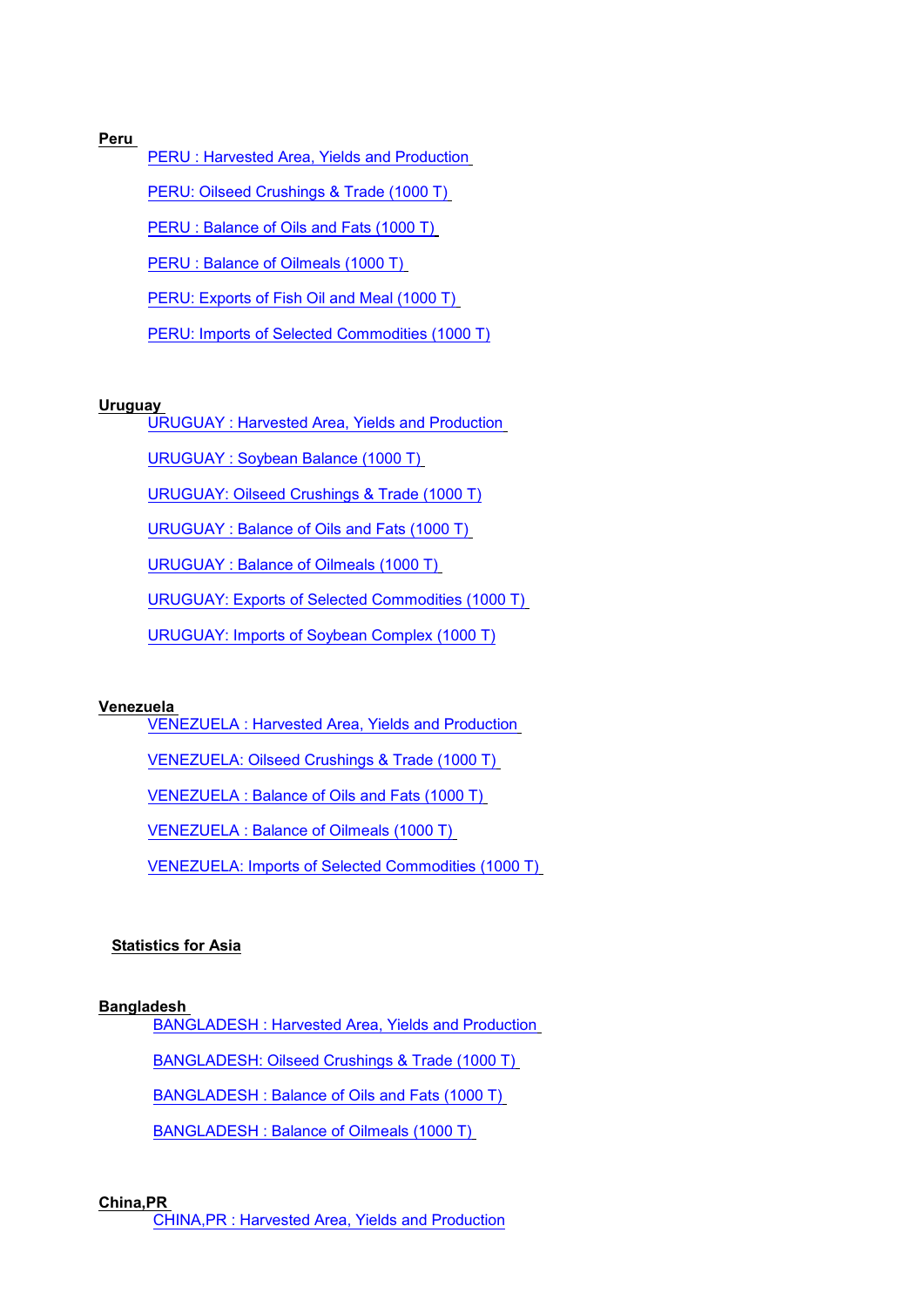**Peru**

- PERU : Harvested Area, Yields and Production
- PERU: Oilseed Crushings & Trade (1000 T)
- PERU : Balance of Oils and Fats (1000 T)
- PERU : Balance of Oilmeals (1000 T)
- PERU: Exports of Fish Oil and Meal (1000 T)
- PERU: Imports of Selected Commodities (1000 T)

**Uruguay**

- URUGUAY : Harvested Area, Yields and Production
- URUGUAY : Soybean Balance (1000 T)
- URUGUAY: Oilseed Crushings & Trade (1000 T)
- URUGUAY : Balance of Oils and Fats (1000 T)
- URUGUAY : Balance of Oilmeals (1000 T)
- URUGUAY: Exports of Selected Commodities (1000 T)
- URUGUAY: Imports of Soybean Complex (1000 T)

**Venezuela**

- VENEZUELA : Harvested Area, Yields and Production
- VENEZUELA: Oilseed Crushings & Trade (1000 T)
- VENEZUELA : Balance of Oils and Fats (1000 T)
- VENEZUELA : Balance of Oilmeals (1000 T)
- VENEZUELA: Imports of Selected Commodities (1000 T)

## Statistics for Asia

**Bangladesh**

- BANGLADESH : Harvested Area, Yields and Production
- BANGLADESH: Oilseed Crushings & Trade (1000 T)
- BANGLADESH : Balance of Oils and Fats (1000 T)
- BANGLADESH : Balance of Oilmeals (1000 T)

**China,PR**

- CHINA,PR : Harvested Area, Yields and Production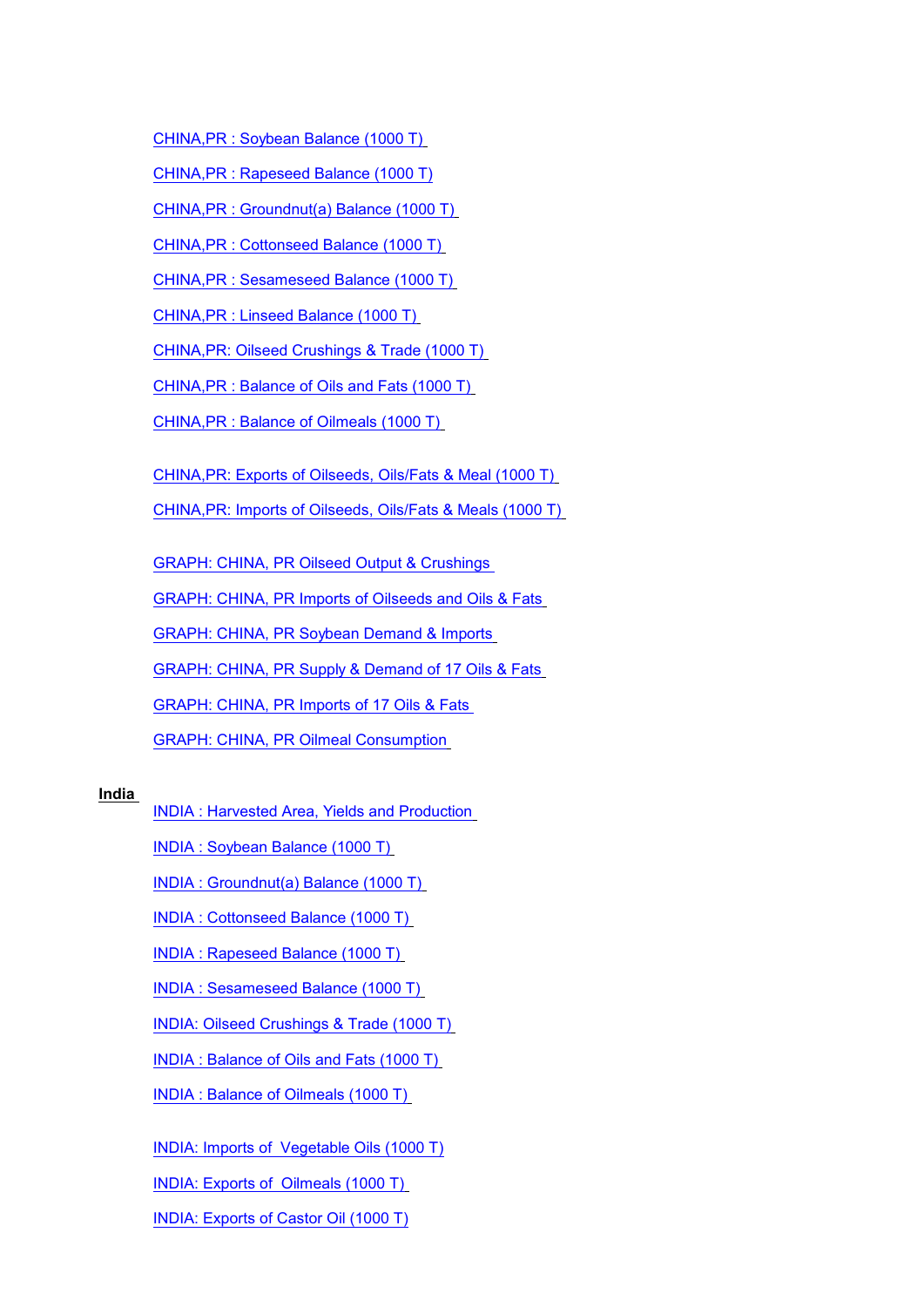CHINA,PR : Soybean Balance (1000 T)

CHINA,PR : Rapeseed Balance (1000 T)

CHINA,PR : Groundnut(a) Balance (1000 T)

CHINA,PR : Cottonseed Balance (1000 T)

CHINA,PR : Sesameseed Balance (1000 T)

CHINA,PR : Linseed Balance (1000 T)

CHINA,PR: Oilseed Crushings & Trade (1000 T)

CHINA,PR : Balance of Oils and Fats (1000 T)

CHINA,PR : Balance of Oilmeals (1000 T)

CHINA,PR: Exports of Oilseeds, Oils/Fats & Meal (1000 T)

CHINA,PR: Imports of Oilseeds, Oils/Fats & Meals (1000 T)

GRAPH: CHINA, PR Oilseed Output & Crushings

GRAPH: CHINA, PR Imports of Oilseeds and Oils & Fats

GRAPH: CHINA, PR Soybean Demand & Imports

GRAPH: CHINA, PR Supply & Demand of 17 Oils & Fats

GRAPH: CHINA, PR Imports of 17 Oils & Fats

GRAPH: CHINA, PR Oilmeal Consumption

**India**

INDIA : Harvested Area, Yields and Production

INDIA : Soybean Balance (1000 T)

INDIA : Groundnut(a) Balance (1000 T)

INDIA : Cottonseed Balance (1000 T)

INDIA : Rapeseed Balance (1000 T)

INDIA : Sesameseed Balance (1000 T)

INDIA: Oilseed Crushings & Trade (1000 T)

INDIA : Balance of Oils and Fats (1000 T)

INDIA : Balance of Oilmeals (1000 T)

INDIA: Imports of Vegetable Oils (1000 T)

INDIA: Exports of Oilmeals (1000 T)

INDIA: Exports of Castor Oil (1000 T)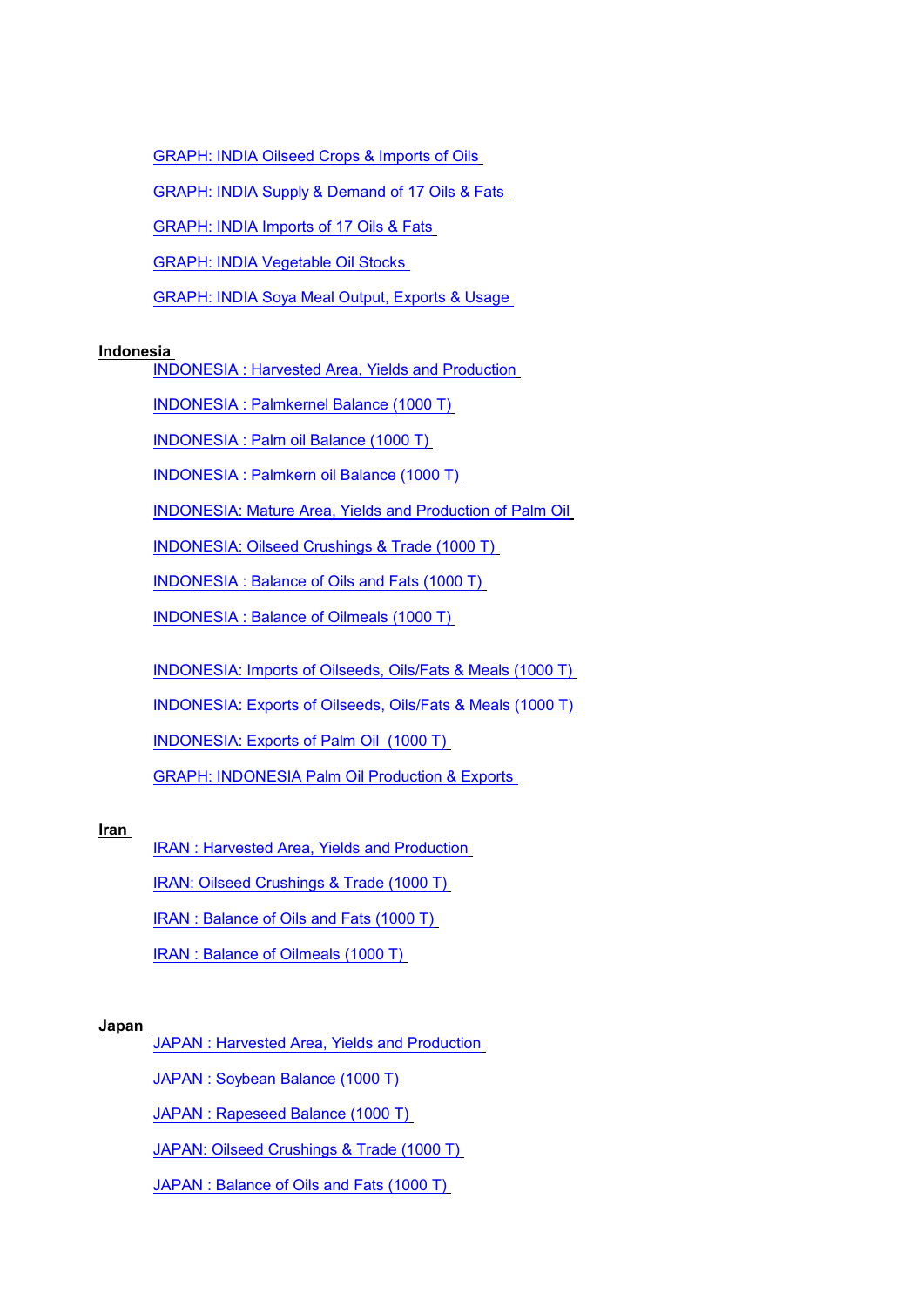GRAPH: INDIA Oilseed Crops & Imports of Oils

GRAPH: INDIA Supply & Demand of 17 Oils & Fats

GRAPH: INDIA Imports of 17 Oils & Fats

GRAPH: INDIA Vegetable Oil Stocks

GRAPH: INDIA Soya Meal Output, Exports & Usage

**Indonesia**

INDONESIA : Harvested Area, Yields and Production

INDONESIA : Palmkernel Balance (1000 T)

INDONESIA : Palm oil Balance (1000 T)

INDONESIA : Palmkern oil Balance (1000 T)

INDONESIA: Mature Area, Yields and Production of Palm Oil

INDONESIA: Oilseed Crushings & Trade (1000 T)

INDONESIA : Balance of Oils and Fats (1000 T)

INDONESIA : Balance of Oilmeals (1000 T)

INDONESIA: Imports of Oilseeds, Oils/Fats & Meals (1000 T)

INDONESIA: Exports of Oilseeds, Oils/Fats & Meals (1000 T)

INDONESIA: Exports of Palm Oil (1000 T)

GRAPH: INDONESIA Palm Oil Production & Exports

**Iran**

IRAN : Harvested Area, Yields and Production

IRAN: Oilseed Crushings & Trade (1000 T)

IRAN : Balance of Oils and Fats (1000 T)

IRAN : Balance of Oilmeals (1000 T)

**Japan**

JAPAN : Harvested Area, Yields and Production

JAPAN : Soybean Balance (1000 T)

JAPAN : Rapeseed Balance (1000 T)

JAPAN: Oilseed Crushings & Trade (1000 T)

JAPAN : Balance of Oils and Fats (1000 T)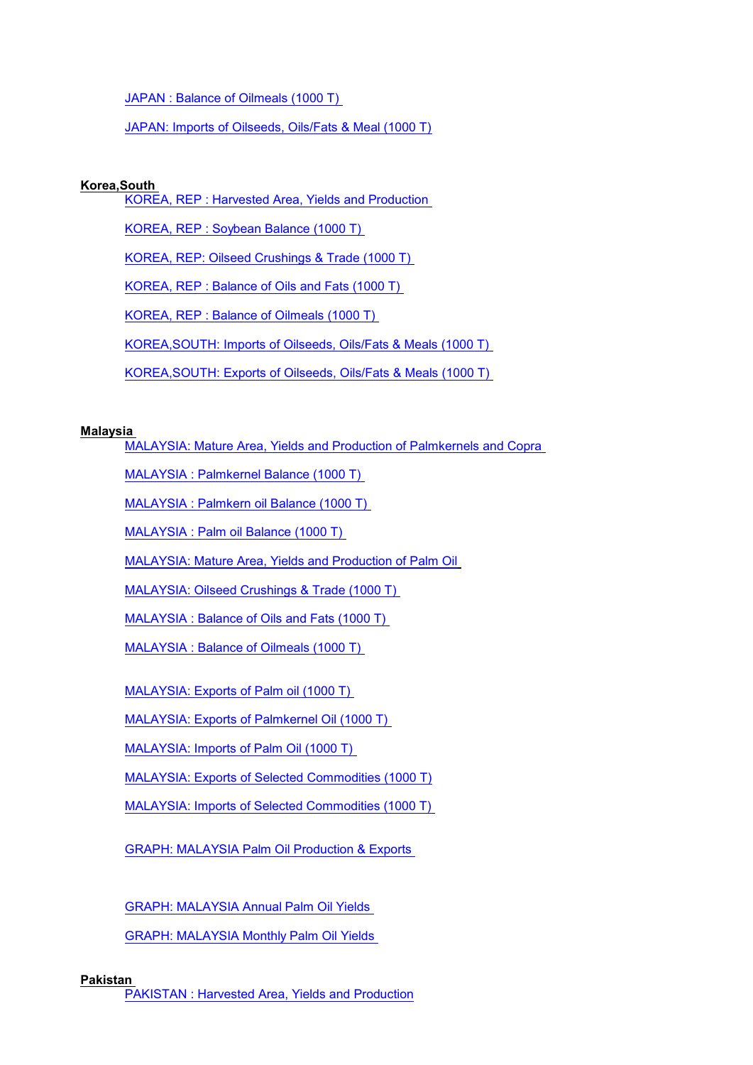JAPAN : Balance of Oilmeals (1000 T)

JAPAN: Imports of Oilseeds, Oils/Fats & Meal (1000 T)

**Korea,South**

KOREA, REP : Harvested Area, Yields and Production

KOREA, REP : Soybean Balance (1000 T)

KOREA, REP: Oilseed Crushings & Trade (1000 T)

KOREA, REP : Balance of Oils and Fats (1000 T)

KOREA, REP : Balance of Oilmeals (1000 T)

KOREA,SOUTH: Imports of Oilseeds, Oils/Fats & Meals (1000 T)

KOREA,SOUTH: Exports of Oilseeds, Oils/Fats & Meals (1000 T)

**Malaysia**

MALAYSIA: Mature Area, Yields and Production of Palmkernels and Copra

MALAYSIA : Palmkernel Balance (1000 T)

MALAYSIA : Palmkern oil Balance (1000 T)

MALAYSIA : Palm oil Balance (1000 T)

MALAYSIA: Mature Area, Yields and Production of Palm Oil

MALAYSIA: Oilseed Crushings & Trade (1000 T)

MALAYSIA : Balance of Oils and Fats (1000 T)

MALAYSIA : Balance of Oilmeals (1000 T)

MALAYSIA: Exports of Palm oil (1000 T)

MALAYSIA: Exports of Palmkernel Oil (1000 T)

MALAYSIA: Imports of Palm Oil (1000 T)

MALAYSIA: Exports of Selected Commodities (1000 T)

MALAYSIA: Imports of Selected Commodities (1000 T)

GRAPH: MALAYSIA Palm Oil Production & Exports

GRAPH: MALAYSIA Annual Palm Oil Yields

GRAPH: MALAYSIA Monthly Palm Oil Yields

**Pakistan**

PAKISTAN : Harvested Area, Yields and Production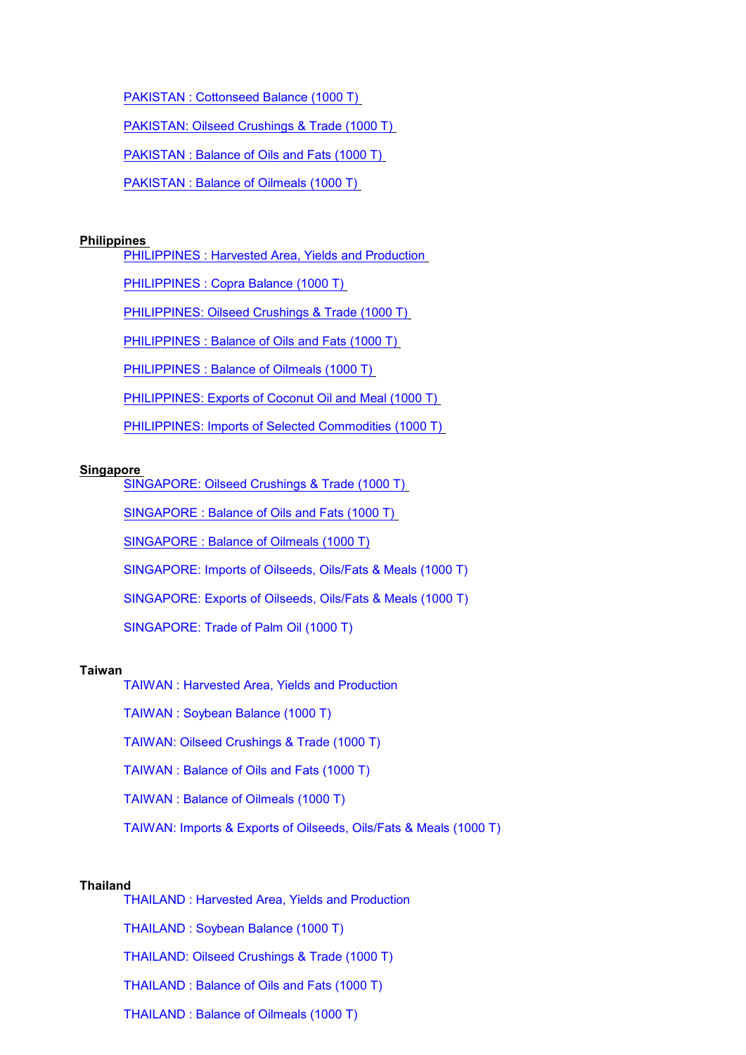PAKISTAN : Cottonseed Balance (1000 T)

PAKISTAN: Oilseed Crushings & Trade (1000 T)

PAKISTAN : Balance of Oils and Fats (1000 T)

PAKISTAN : Balance of Oilmeals (1000 T)

**Philippines**

PHILIPPINES : Harvested Area, Yields and Production

PHILIPPINES : Copra Balance (1000 T)

PHILIPPINES: Oilseed Crushings & Trade (1000 T)

PHILIPPINES : Balance of Oils and Fats (1000 T)

PHILIPPINES : Balance of Oilmeals (1000 T)

PHILIPPINES: Exports of Coconut Oil and Meal (1000 T)

PHILIPPINES: Imports of Selected Commodities (1000 T)

**Singapore**

SINGAPORE: Oilseed Crushings & Trade (1000 T)

SINGAPORE : Balance of Oils and Fats (1000 T)

SINGAPORE : Balance of Oilmeals (1000 T)

SINGAPORE: Imports of Oilseeds, Oils/Fats & Meals (1000 T)

SINGAPORE: Exports of Oilseeds, Oils/Fats & Meals (1000 T)

SINGAPORE: Trade of Palm Oil (1000 T)

**Taiwan**

TAIWAN : Harvested Area, Yields and Production

TAIWAN : Soybean Balance (1000 T)

TAIWAN: Oilseed Crushings & Trade (1000 T)

TAIWAN : Balance of Oils and Fats (1000 T)

TAIWAN : Balance of Oilmeals (1000 T)

TAIWAN: Imports & Exports of Oilseeds, Oils/Fats & Meals (1000 T)

**Thailand**

THAILAND : Harvested Area, Yields and Production

THAILAND : Soybean Balance (1000 T)

THAILAND: Oilseed Crushings & Trade (1000 T)

THAILAND : Balance of Oils and Fats (1000 T)

THAILAND : Balance of Oilmeals (1000 T)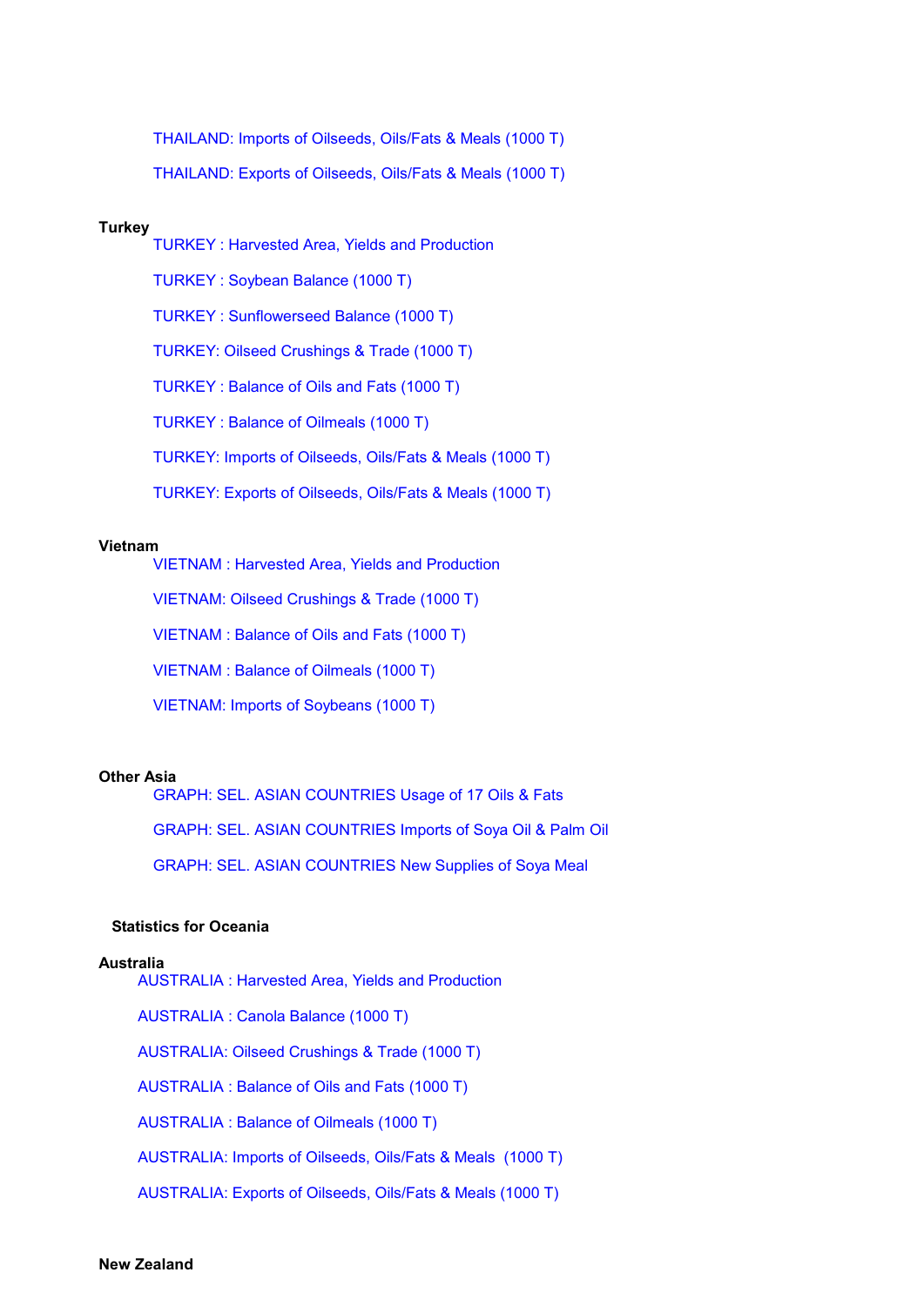THAILAND: Imports of Oilseeds, Oils/Fats & Meals (1000 T)

THAILAND: Exports of Oilseeds, Oils/Fats & Meals (1000 T)

**Turkey**

TURKEY : Harvested Area, Yields and Production

TURKEY : Soybean Balance (1000 T)

TURKEY : Sunflowerseed Balance (1000 T)

TURKEY: Oilseed Crushings & Trade (1000 T)

TURKEY : Balance of Oils and Fats (1000 T)

TURKEY : Balance of Oilmeals (1000 T)

TURKEY: Imports of Oilseeds, Oils/Fats & Meals (1000 T)

TURKEY: Exports of Oilseeds, Oils/Fats & Meals (1000 T)

**Vietnam**

VIETNAM : Harvested Area, Yields and Production

VIETNAM: Oilseed Crushings & Trade (1000 T)

VIETNAM : Balance of Oils and Fats (1000 T)

VIETNAM : Balance of Oilmeals (1000 T)

VIETNAM: Imports of Soybeans (1000 T)

**Other Asia**

GRAPH: SEL. ASIAN COUNTRIES Usage of 17 Oils & Fats

GRAPH: SEL. ASIAN COUNTRIES Imports of Soya Oil & Palm Oil

GRAPH: SEL. ASIAN COUNTRIES New Supplies of Soya Meal

## Statistics for Oceania

**Australia**

AUSTRALIA : Harvested Area, Yields and Production

AUSTRALIA : Canola Balance (1000 T)

AUSTRALIA: Oilseed Crushings & Trade (1000 T)

AUSTRALIA : Balance of Oils and Fats (1000 T)

AUSTRALIA : Balance of Oilmeals (1000 T)

AUSTRALIA: Imports of Oilseeds, Oils/Fats & Meals (1000 T)

AUSTRALIA: Exports of Oilseeds, Oils/Fats & Meals (1000 T)

**New Zealand**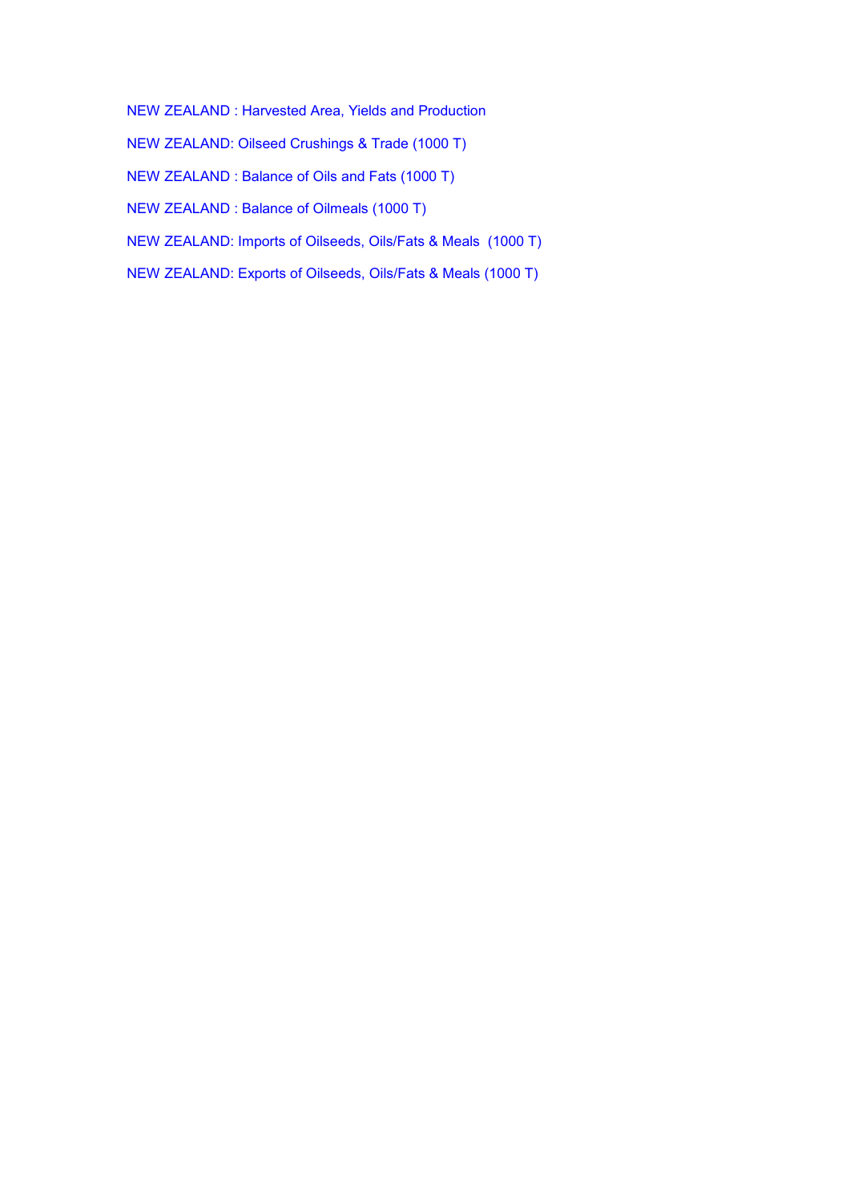NEW ZEALAND : Harvested Area, Yields and Production

NEW ZEALAND: Oilseed Crushings & Trade (1000 T)

NEW ZEALAND : Balance of Oils and Fats (1000 T)

NEW ZEALAND : Balance of Oilmeals (1000 T)

NEW ZEALAND: Imports of Oilseeds, Oils/Fats & Meals (1000 T)

NEW ZEALAND: Exports of Oilseeds, Oils/Fats & Meals (1000 T)